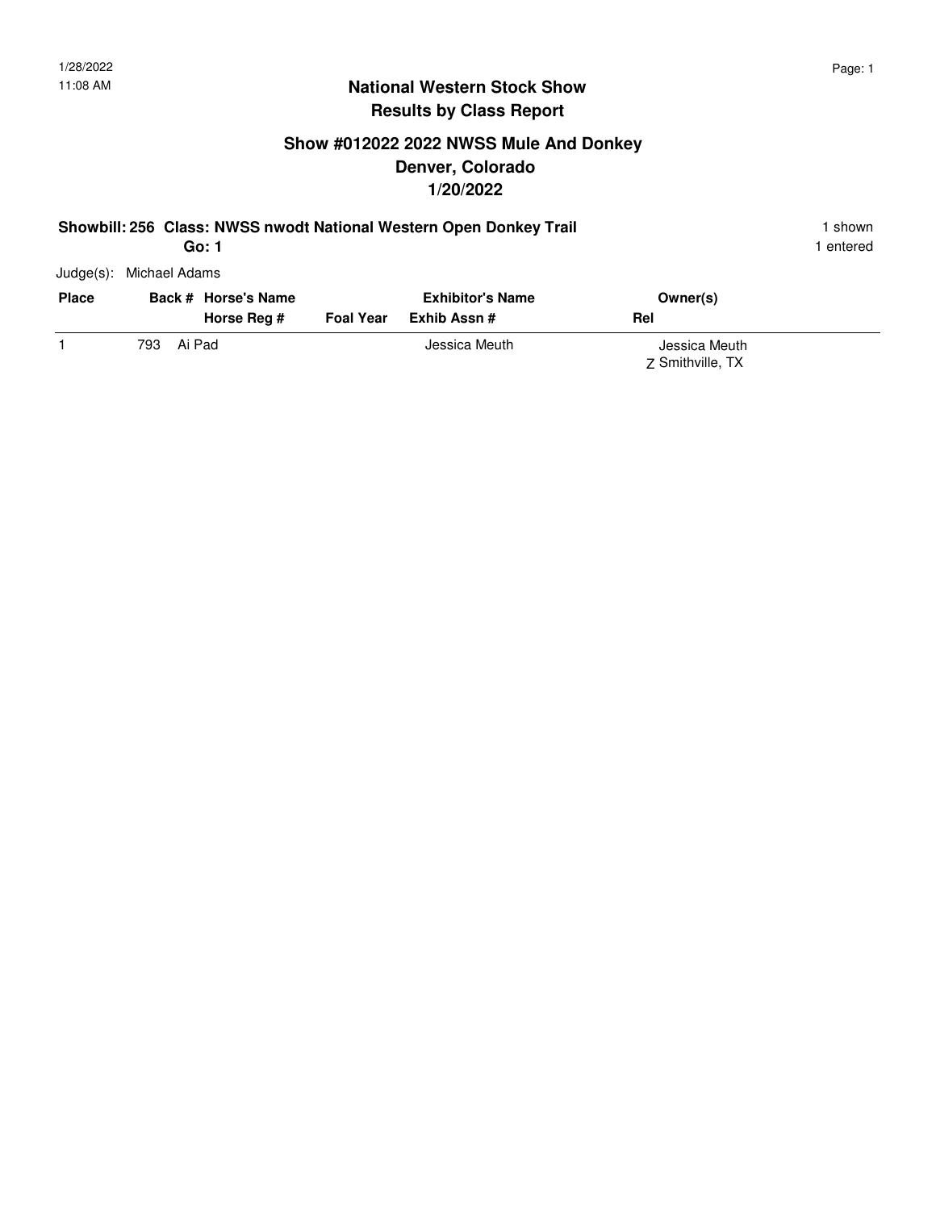1/28/2022
11:08 AM

# National Western Stock Show
## Results by Class Report

## Show #012022 2022 NWSS Mule And Donkey
## Denver, Colorado
## 1/20/2022

**Showbill: 256 Class: NWSS nwodt National Western Open Donkey Trail** — 1 shown

**Go: 1** — 1 entered

Judge(s): Michael Adams

| Place | Back # | Horse's Name / Horse Reg # | Foal Year | Exhibitor's Name / Exhib Assn # | Rel | Owner(s) |
|---|---|---|---|---|---|---|
| 1 | 793 | Ai Pad | | Jessica Meuth | Z | Jessica Meuth<br>Smithville, TX |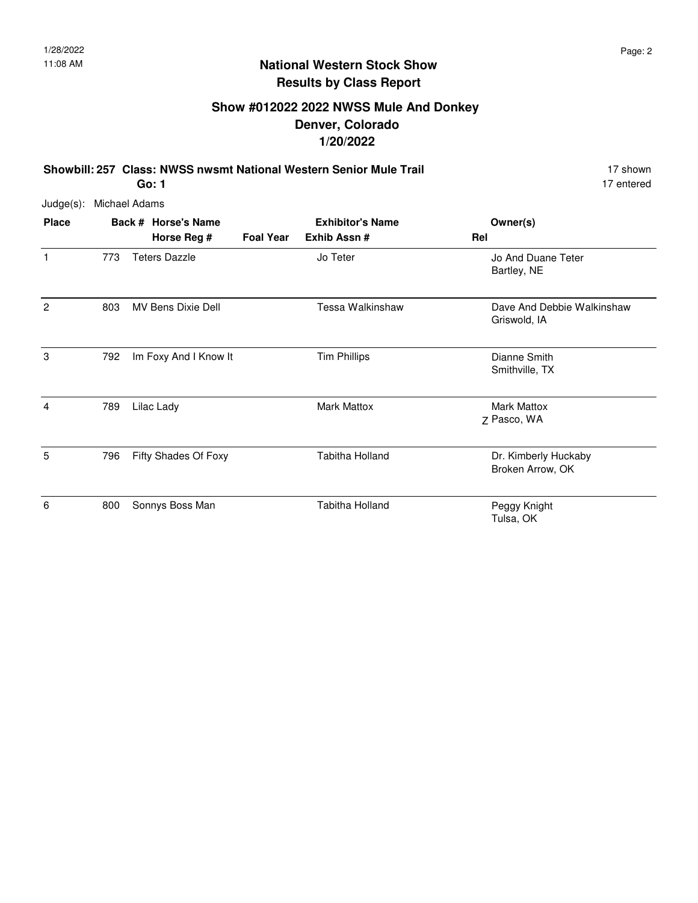# National Western Stock Show

## Results by Class Report

### Show #012022 2022 NWSS Mule And Donkey
### Denver, Colorado
### 1/20/2022

**Showbill: 257 Class: NWSS nwsmt National Western Senior Mule Trail** 17 shown

**Go: 1** 17 entered

Judge(s): Michael Adams

| Place | Back # | Horse's Name / Horse Reg # | Foal Year | Exhibitor's Name / Exhib Assn # | Rel | Owner(s) |
|---|---|---|---|---|---|---|
| 1 | 773 | Teters Dazzle | | Jo Teter | | Jo And Duane Teter<br>Bartley, NE |
| 2 | 803 | MV Bens Dixie Dell | | Tessa Walkinshaw | | Dave And Debbie Walkinshaw<br>Griswold, IA |
| 3 | 792 | Im Foxy And I Know It | | Tim Phillips | | Dianne Smith<br>Smithville, TX |
| 4 | 789 | Lilac Lady | | Mark Mattox | Z | Mark Mattox<br>Pasco, WA |
| 5 | 796 | Fifty Shades Of Foxy | | Tabitha Holland | | Dr. Kimberly Huckaby<br>Broken Arrow, OK |
| 6 | 800 | Sonnys Boss Man | | Tabitha Holland | | Peggy Knight<br>Tulsa, OK |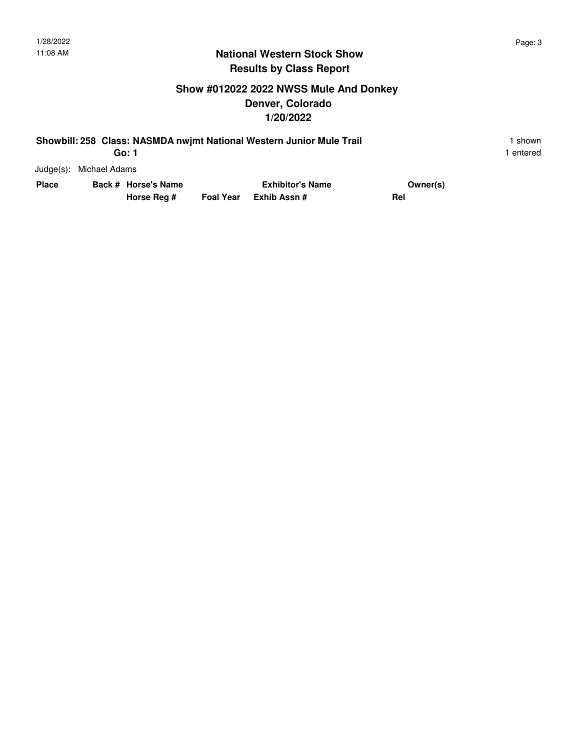# National Western Stock Show
## Results by Class Report

### Show #012022 2022 NWSS Mule And Donkey
### Denver, Colorado
### 1/20/2022

**Showbill: 258 Class: NASMDA nwjmt National Western Junior Mule Trail** 1 shown
**Go: 1** 1 entered

Judge(s): Michael Adams

| Place | Back # | Horse's Name / Horse Reg # | Foal Year | Exhibitor's Name / Exhib Assn # | Owner(s) / Rel |
|---|---|---|---|---|---|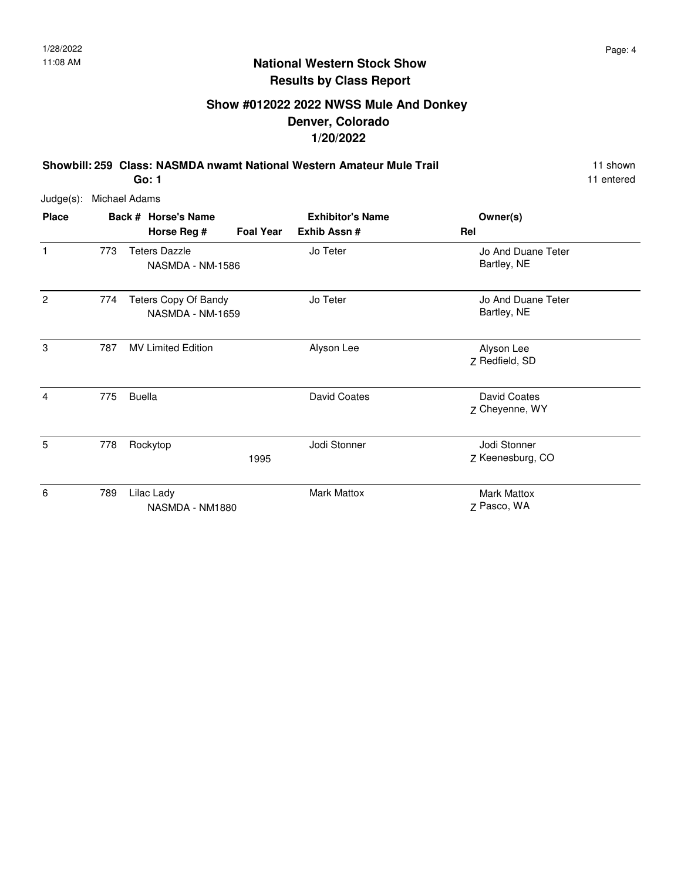# National Western Stock Show
## Results by Class Report

### Show #012022 2022 NWSS Mule And Donkey
### Denver, Colorado
### 1/20/2022

**Showbill: 259 Class: NASMDA nwamt National Western Amateur Mule Trail** 11 shown

**Go: 1** 11 entered

Judge(s): Michael Adams

| Place | Back # | Horse's Name / Horse Reg # | Foal Year | Exhibitor's Name / Exhib Assn # | Rel | Owner(s) |
|---|---|---|---|---|---|---|
| 1 | 773 | Teters Dazzle<br>NASMDA - NM-1586 | | Jo Teter | | Jo And Duane Teter<br>Bartley, NE |
| 2 | 774 | Teters Copy Of Bandy<br>NASMDA - NM-1659 | | Jo Teter | | Jo And Duane Teter<br>Bartley, NE |
| 3 | 787 | MV Limited Edition | | Alyson Lee | Z | Alyson Lee<br>Redfield, SD |
| 4 | 775 | Buella | | David Coates | Z | David Coates<br>Cheyenne, WY |
| 5 | 778 | Rockytop | 1995 | Jodi Stonner | Z | Jodi Stonner<br>Keenesburg, CO |
| 6 | 789 | Lilac Lady<br>NASMDA - NM1880 | | Mark Mattox | Z | Mark Mattox<br>Pasco, WA |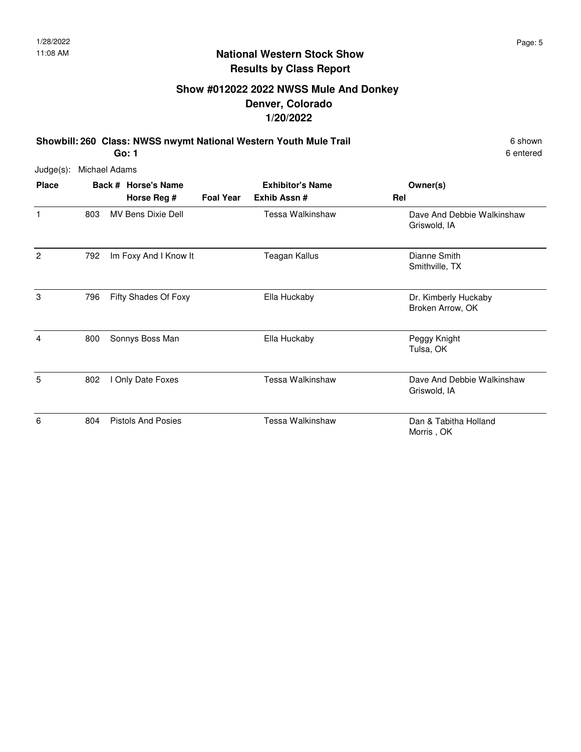# National Western Stock Show
## Results by Class Report

### Show #012022 2022 NWSS Mule And Donkey
### Denver, Colorado
### 1/20/2022

**Showbill: 260 Class: NWSS nwymt National Western Youth Mule Trail** — 6 shown

**Go: 1** — 6 entered

Judge(s): Michael Adams

| Place | Back # | Horse's Name / Horse Reg # | Foal Year | Exhibitor's Name / Exhib Assn # | Rel | Owner(s) |
|---|---|---|---|---|---|---|
| 1 | 803 | MV Bens Dixie Dell | | Tessa Walkinshaw | | Dave And Debbie Walkinshaw<br>Griswold, IA |
| 2 | 792 | Im Foxy And I Know It | | Teagan Kallus | | Dianne Smith<br>Smithville, TX |
| 3 | 796 | Fifty Shades Of Foxy | | Ella Huckaby | | Dr. Kimberly Huckaby<br>Broken Arrow, OK |
| 4 | 800 | Sonnys Boss Man | | Ella Huckaby | | Peggy Knight<br>Tulsa, OK |
| 5 | 802 | I Only Date Foxes | | Tessa Walkinshaw | | Dave And Debbie Walkinshaw<br>Griswold, IA |
| 6 | 804 | Pistols And Posies | | Tessa Walkinshaw | | Dan & Tabitha Holland<br>Morris , OK |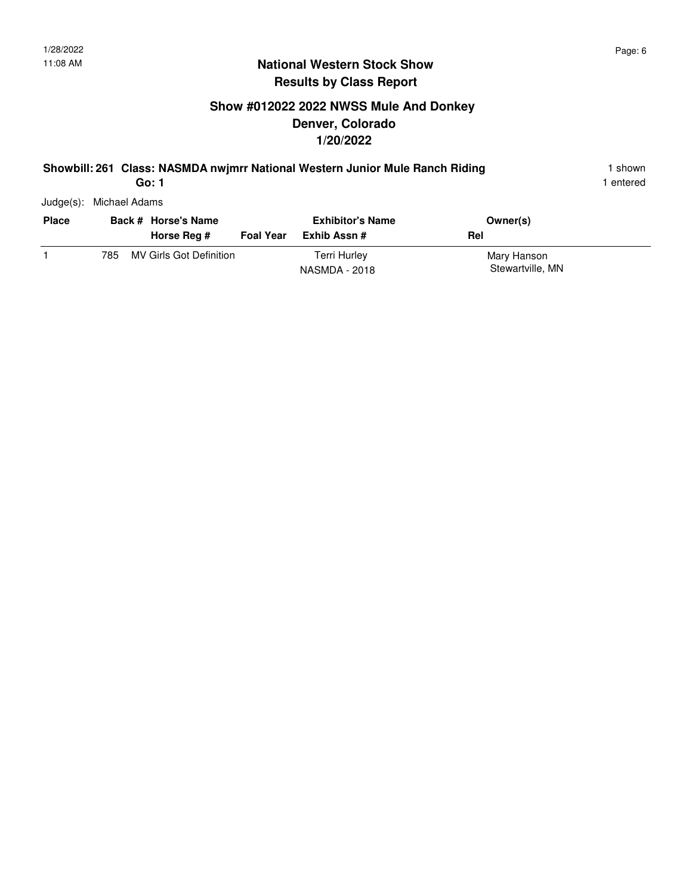## National Western Stock Show
## Results by Class Report

### Show #012022 2022 NWSS Mule And Donkey
### Denver, Colorado
### 1/20/2022

**Showbill: 261 Class: NASMDA nwjmrr National Western Junior Mule Ranch Riding** — 1 shown

**Go: 1** — 1 entered

Judge(s): Michael Adams

| Place | Back # | Horse's Name / Horse Reg # | Foal Year | Exhibitor's Name / Exhib Assn # | Owner(s) / Rel |
|---|---|---|---|---|---|
| 1 | 785 | MV Girls Got Definition | | Terri Hurley<br>NASMDA - 2018 | Mary Hanson<br>Stewartville, MN |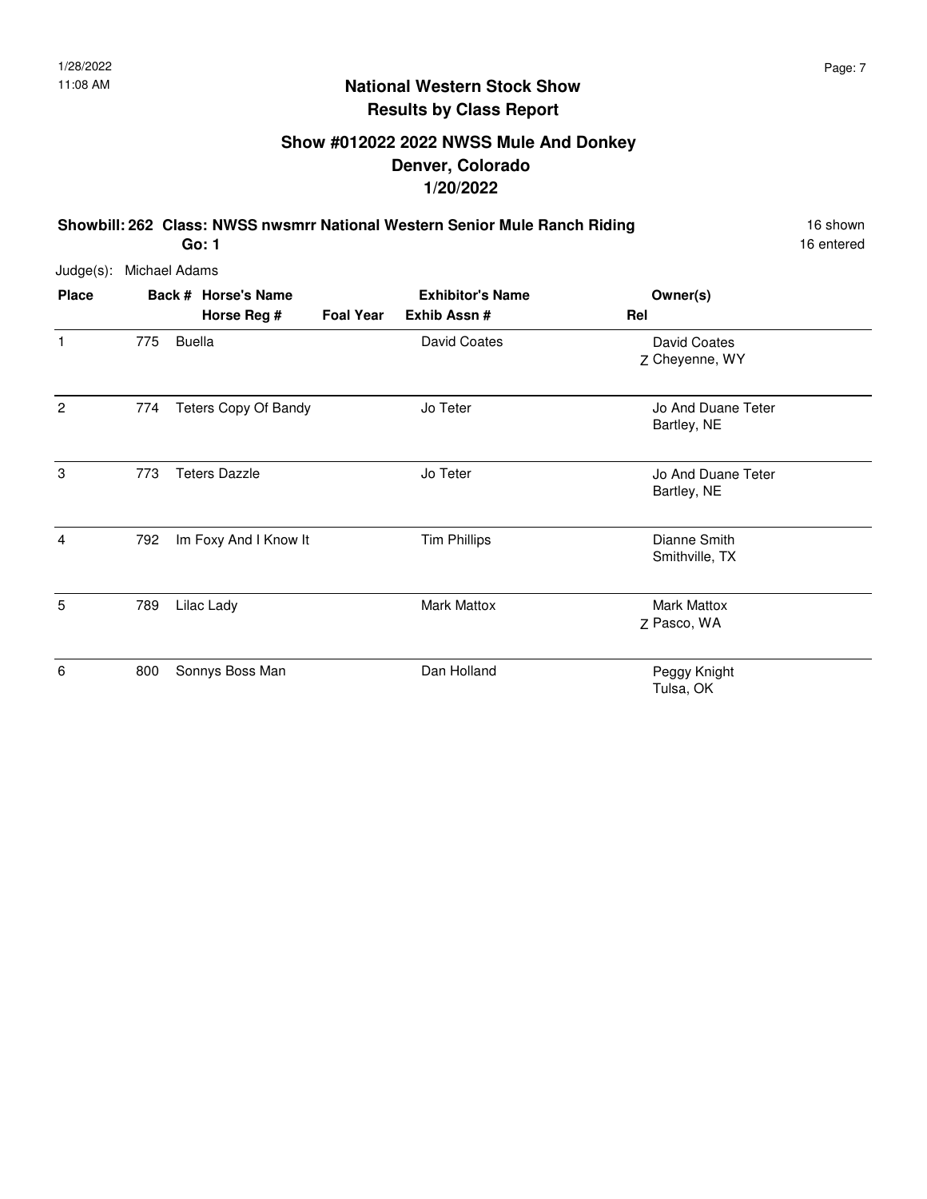## National Western Stock Show
## Results by Class Report

### Show #012022 2022 NWSS Mule And Donkey
### Denver, Colorado
### 1/20/2022

**Showbill: 262 Class: NWSS nwsmrr National Western Senior Mule Ranch Riding** 16 shown

**Go: 1** 16 entered

Judge(s): Michael Adams

| Place | Back # | Horse's Name / Horse Reg # | Foal Year | Exhibitor's Name / Exhib Assn # | Rel | Owner(s) |
|---|---|---|---|---|---|---|
| 1 | 775 | Buella | | David Coates | Z | David Coates<br>Cheyenne, WY |
| 2 | 774 | Teters Copy Of Bandy | | Jo Teter | | Jo And Duane Teter<br>Bartley, NE |
| 3 | 773 | Teters Dazzle | | Jo Teter | | Jo And Duane Teter<br>Bartley, NE |
| 4 | 792 | Im Foxy And I Know It | | Tim Phillips | | Dianne Smith<br>Smithville, TX |
| 5 | 789 | Lilac Lady | | Mark Mattox | Z | Mark Mattox<br>Pasco, WA |
| 6 | 800 | Sonnys Boss Man | | Dan Holland | | Peggy Knight<br>Tulsa, OK |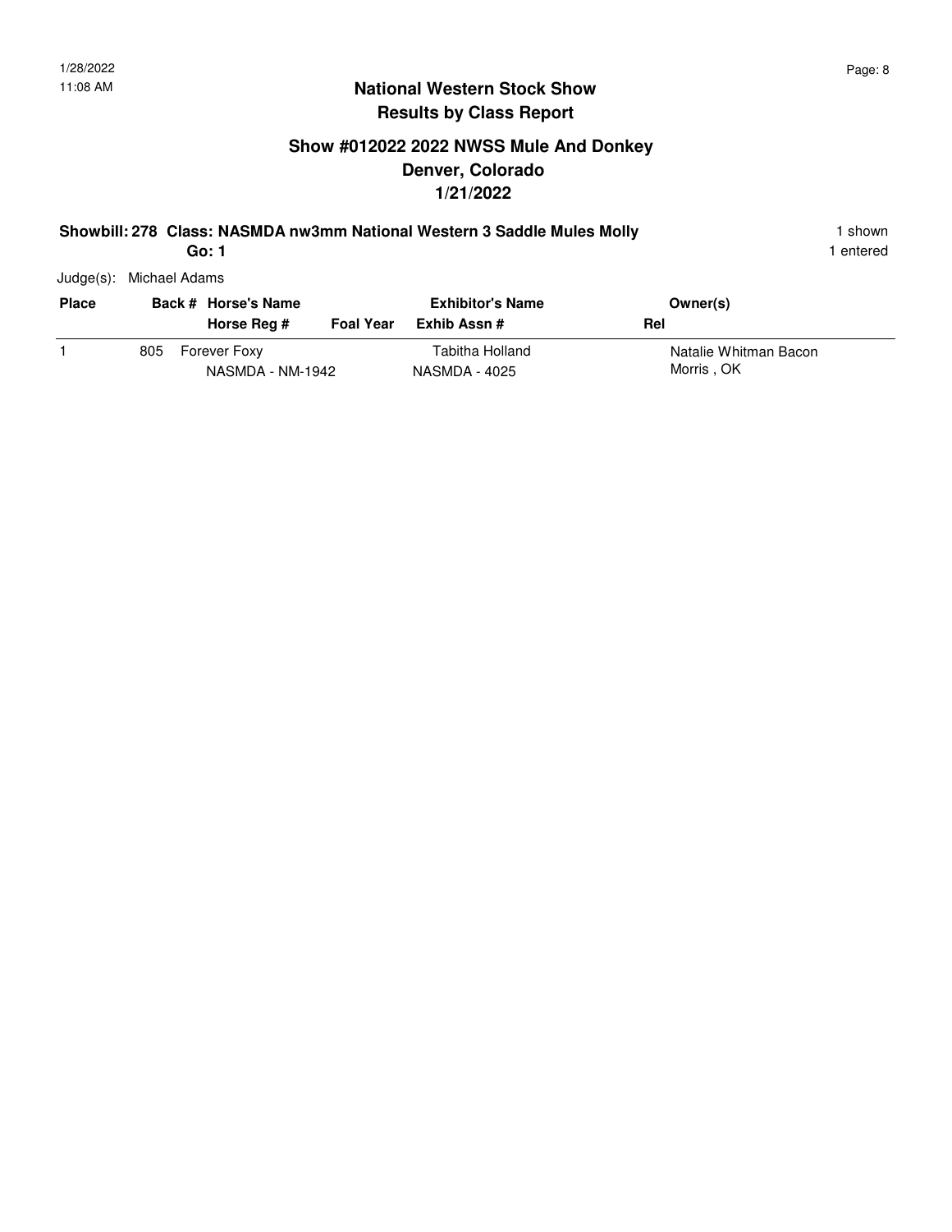# National Western Stock Show
## Results by Class Report

### Show #012022 2022 NWSS Mule And Donkey
### Denver, Colorado
### 1/21/2022

**Showbill: 278 Class: NASMDA nw3mm National Western 3 Saddle Mules Molly** 1 shown
**Go: 1** 1 entered

Judge(s): Michael Adams

| Place | Back # | Horse's Name / Horse Reg # | Foal Year | Exhibitor's Name / Exhib Assn # | Owner(s) / Rel |
|---|---|---|---|---|---|
| 1 | 805 | Forever Foxy<br>NASMDA - NM-1942 | | Tabitha Holland<br>NASMDA - 4025 | Natalie Whitman Bacon<br>Morris , OK |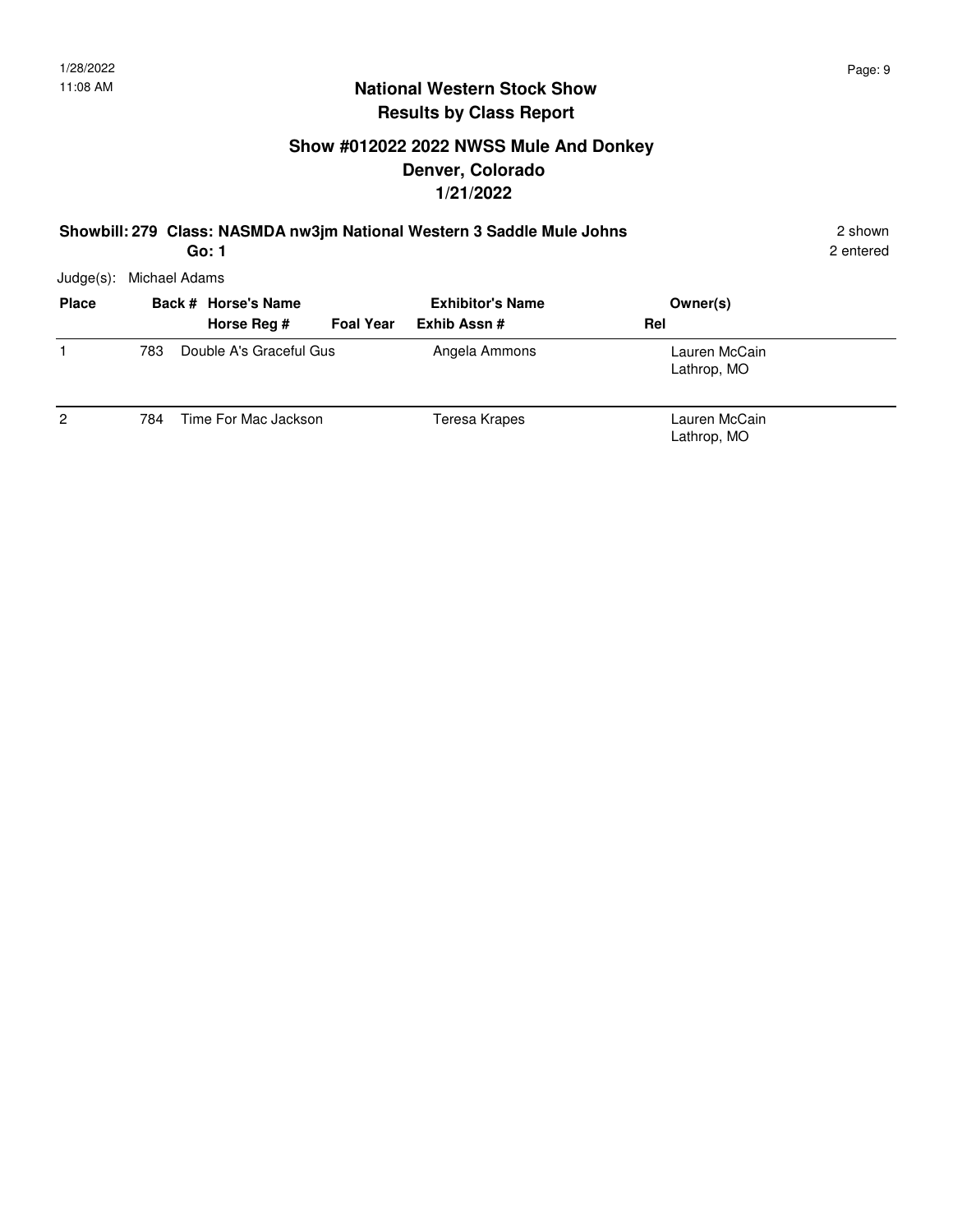## National Western Stock Show
## Results by Class Report

### Show #012022 2022 NWSS Mule And Donkey
### Denver, Colorado
### 1/21/2022

**Showbill: 279 Class: NASMDA nw3jm National Western 3 Saddle Mule Johns** 2 shown

**Go: 1** 2 entered

Judge(s): Michael Adams

| Place | Back # | Horse's Name / Horse Reg # | Foal Year | Exhibitor's Name / Exhib Assn # | Rel | Owner(s) |
|---|---|---|---|---|---|---|
| 1 | 783 | Double A's Graceful Gus | | Angela Ammons | | Lauren McCain<br>Lathrop, MO |
| 2 | 784 | Time For Mac Jackson | | Teresa Krapes | | Lauren McCain<br>Lathrop, MO |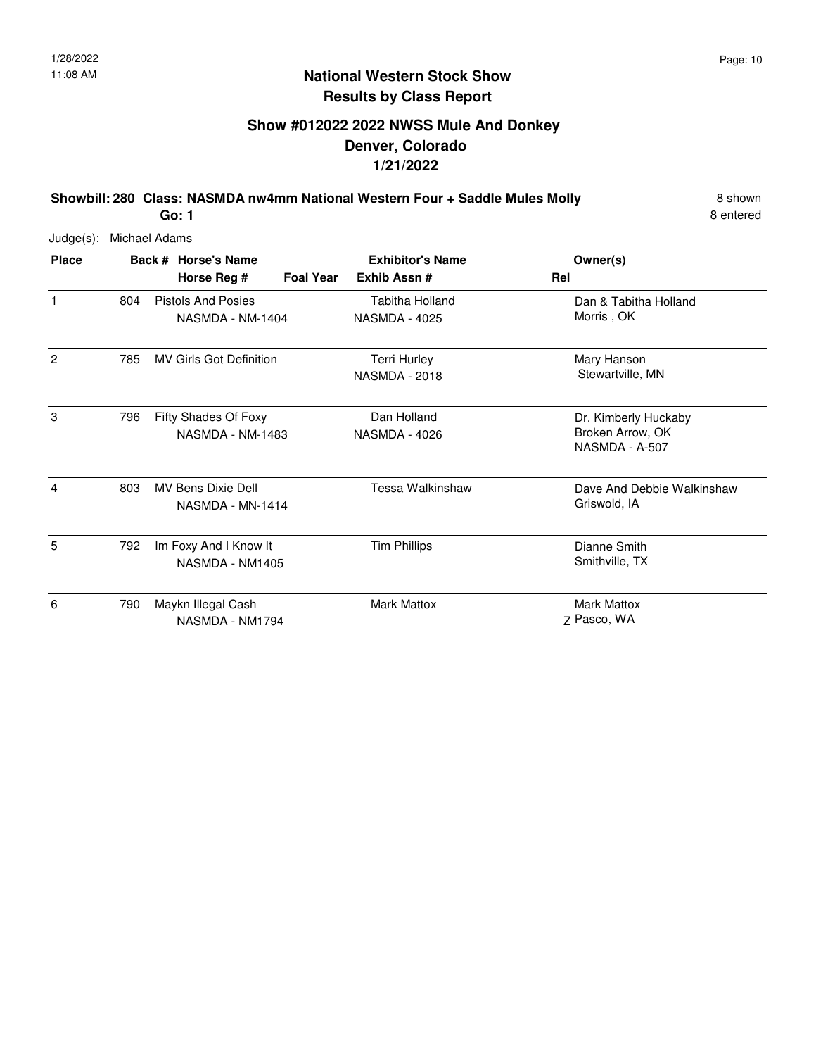## National Western Stock Show
## Results by Class Report

### Show #012022 2022 NWSS Mule And Donkey
### Denver, Colorado
### 1/21/2022

**Showbill: 280 Class: NASMDA nw4mm National Western Four + Saddle Mules Molly** 8 shown

**Go: 1** 8 entered

Judge(s): Michael Adams

| Place | Back # | Horse's Name / Horse Reg # | Foal Year | Exhibitor's Name / Exhib Assn # | Rel | Owner(s) |
|---|---|---|---|---|---|---|
| 1 | 804 | Pistols And Posies<br>NASMDA - NM-1404 | | Tabitha Holland<br>NASMDA - 4025 | | Dan & Tabitha Holland<br>Morris , OK |
| 2 | 785 | MV Girls Got Definition | | Terri Hurley<br>NASMDA - 2018 | | Mary Hanson<br>Stewartville, MN |
| 3 | 796 | Fifty Shades Of Foxy<br>NASMDA - NM-1483 | | Dan Holland<br>NASMDA - 4026 | | Dr. Kimberly Huckaby<br>Broken Arrow, OK<br>NASMDA - A-507 |
| 4 | 803 | MV Bens Dixie Dell<br>NASMDA - MN-1414 | | Tessa Walkinshaw | | Dave And Debbie Walkinshaw<br>Griswold, IA |
| 5 | 792 | Im Foxy And I Know It<br>NASMDA - NM1405 | | Tim Phillips | | Dianne Smith<br>Smithville, TX |
| 6 | 790 | Maykn Illegal Cash<br>NASMDA - NM1794 | | Mark Mattox | Z | Mark Mattox<br>Pasco, WA |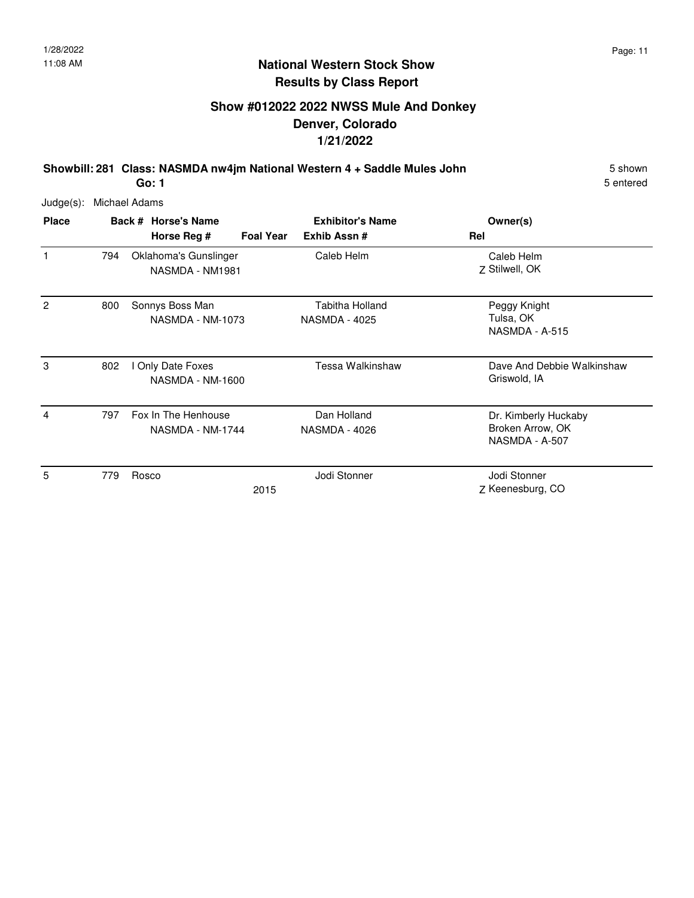## National Western Stock Show
## Results by Class Report

### Show #012022 2022 NWSS Mule And Donkey
### Denver, Colorado
### 1/21/2022

**Showbill: 281 Class: NASMDA nw4jm National Western 4 + Saddle Mules John** — 5 shown

**Go: 1** — 5 entered

Judge(s): Michael Adams

| Place | Back # | Horse's Name / Horse Reg # | Foal Year | Exhibitor's Name / Exhib Assn # | Rel | Owner(s) |
|---|---|---|---|---|---|---|
| 1 | 794 | Oklahoma's Gunslinger<br>NASMDA - NM1981 | | Caleb Helm | Z | Caleb Helm<br>Stilwell, OK |
| 2 | 800 | Sonnys Boss Man<br>NASMDA - NM-1073 | | Tabitha Holland<br>NASMDA - 4025 | | Peggy Knight<br>Tulsa, OK<br>NASMDA - A-515 |
| 3 | 802 | I Only Date Foxes<br>NASMDA - NM-1600 | | Tessa Walkinshaw | | Dave And Debbie Walkinshaw<br>Griswold, IA |
| 4 | 797 | Fox In The Henhouse<br>NASMDA - NM-1744 | | Dan Holland<br>NASMDA - 4026 | | Dr. Kimberly Huckaby<br>Broken Arrow, OK<br>NASMDA - A-507 |
| 5 | 779 | Rosco | 2015 | Jodi Stonner | Z | Jodi Stonner<br>Keenesburg, CO |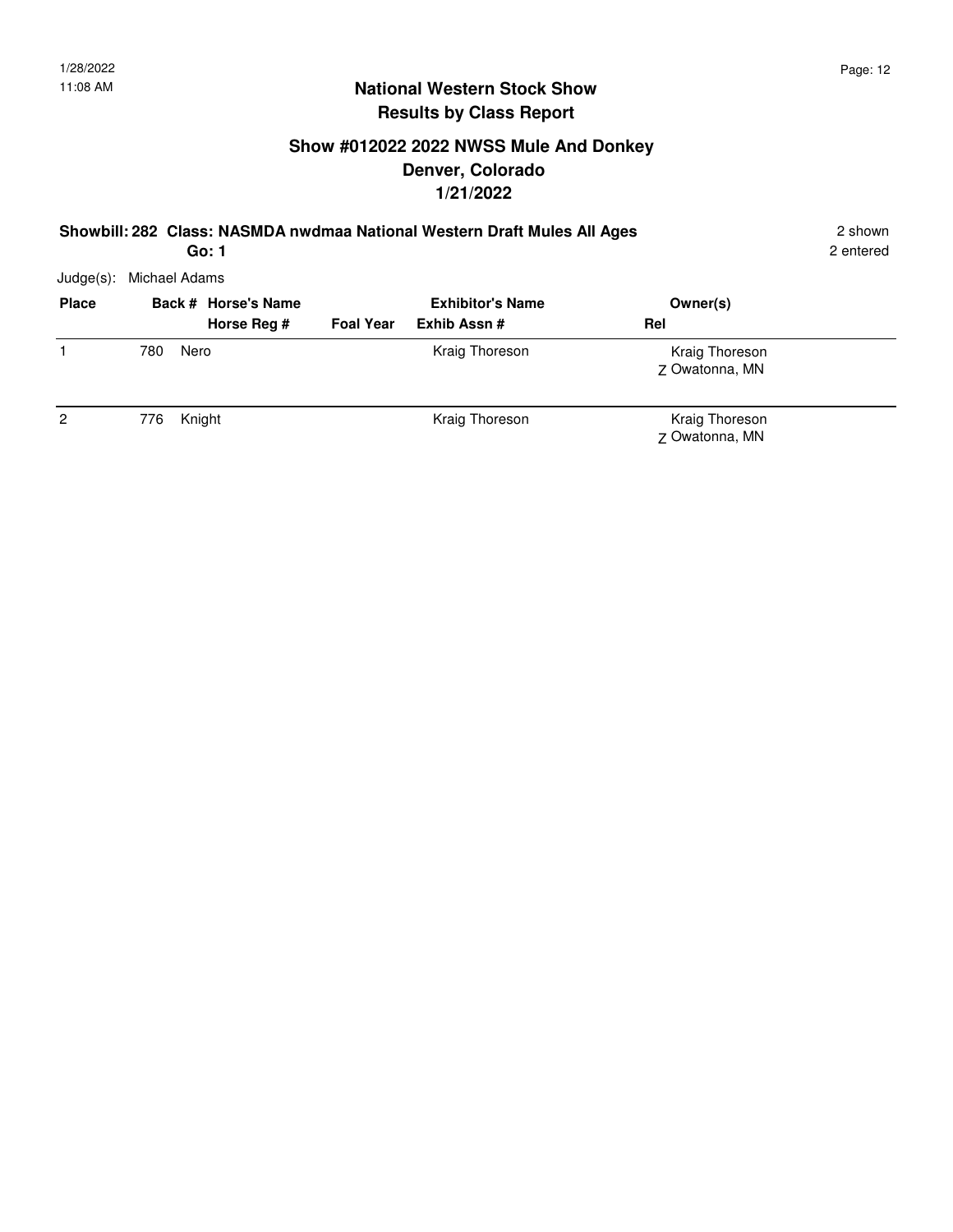## National Western Stock Show
## Results by Class Report

### Show #012022 2022 NWSS Mule And Donkey
### Denver, Colorado
### 1/21/2022

**Showbill: 282 Class: NASMDA nwdmaa National Western Draft Mules All Ages** — 2 shown, 2 entered

**Go: 1**

Judge(s): Michael Adams

| Place | Back # | Horse's Name / Horse Reg # | Foal Year | Exhibitor's Name / Exhib Assn # | Rel | Owner(s) |
|---|---|---|---|---|---|---|
| 1 | 780 | Nero | | Kraig Thoreson | Z | Kraig Thoreson, Owatonna, MN |
| 2 | 776 | Knight | | Kraig Thoreson | Z | Kraig Thoreson, Owatonna, MN |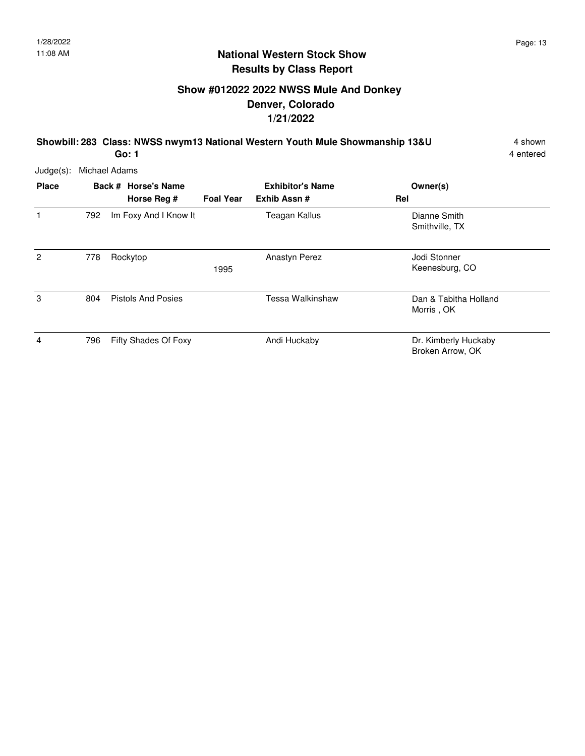## National Western Stock Show
## Results by Class Report

### Show #012022 2022 NWSS Mule And Donkey
### Denver, Colorado
### 1/21/2022

**Showbill: 283 Class: NWSS nwym13 National Western Youth Mule Showmanship 13&U** 4 shown

**Go: 1** 4 entered

Judge(s): Michael Adams

| Place | Back # | Horse's Name / Horse Reg # | Foal Year | Exhibitor's Name / Exhib Assn # | Rel | Owner(s) |
|---|---|---|---|---|---|---|
| 1 | 792 | Im Foxy And I Know It | | Teagan Kallus | | Dianne Smith<br>Smithville, TX |
| 2 | 778 | Rockytop | 1995 | Anastyn Perez | | Jodi Stonner<br>Keenesburg, CO |
| 3 | 804 | Pistols And Posies | | Tessa Walkinshaw | | Dan & Tabitha Holland<br>Morris , OK |
| 4 | 796 | Fifty Shades Of Foxy | | Andi Huckaby | | Dr. Kimberly Huckaby<br>Broken Arrow, OK |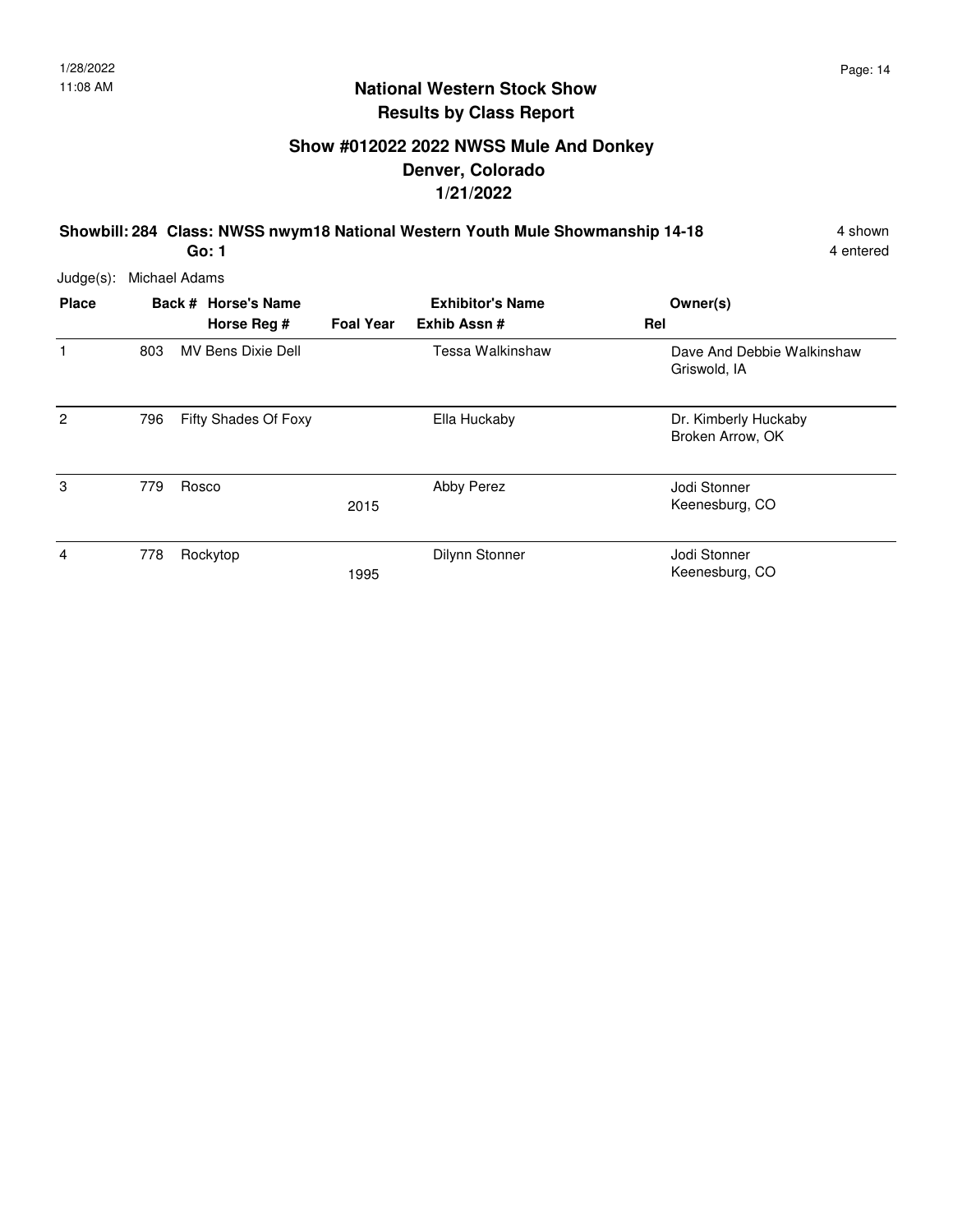# National Western Stock Show
## Results by Class Report

### Show #012022 2022 NWSS Mule And Donkey
### Denver, Colorado
### 1/21/2022

**Showbill: 284 Class: NWSS nwym18 National Western Youth Mule Showmanship 14-18** 4 shown
**Go: 1** 4 entered

Judge(s): Michael Adams

| Place | Back # | Horse's Name / Horse Reg # | Foal Year | Exhibitor's Name / Exhib Assn # | Rel | Owner(s) |
|---|---|---|---|---|---|---|
| 1 | 803 | MV Bens Dixie Dell | | Tessa Walkinshaw | | Dave And Debbie Walkinshaw<br>Griswold, IA |
| 2 | 796 | Fifty Shades Of Foxy | | Ella Huckaby | | Dr. Kimberly Huckaby<br>Broken Arrow, OK |
| 3 | 779 | Rosco | 2015 | Abby Perez | | Jodi Stonner<br>Keenesburg, CO |
| 4 | 778 | Rockytop | 1995 | Dilynn Stonner | | Jodi Stonner<br>Keenesburg, CO |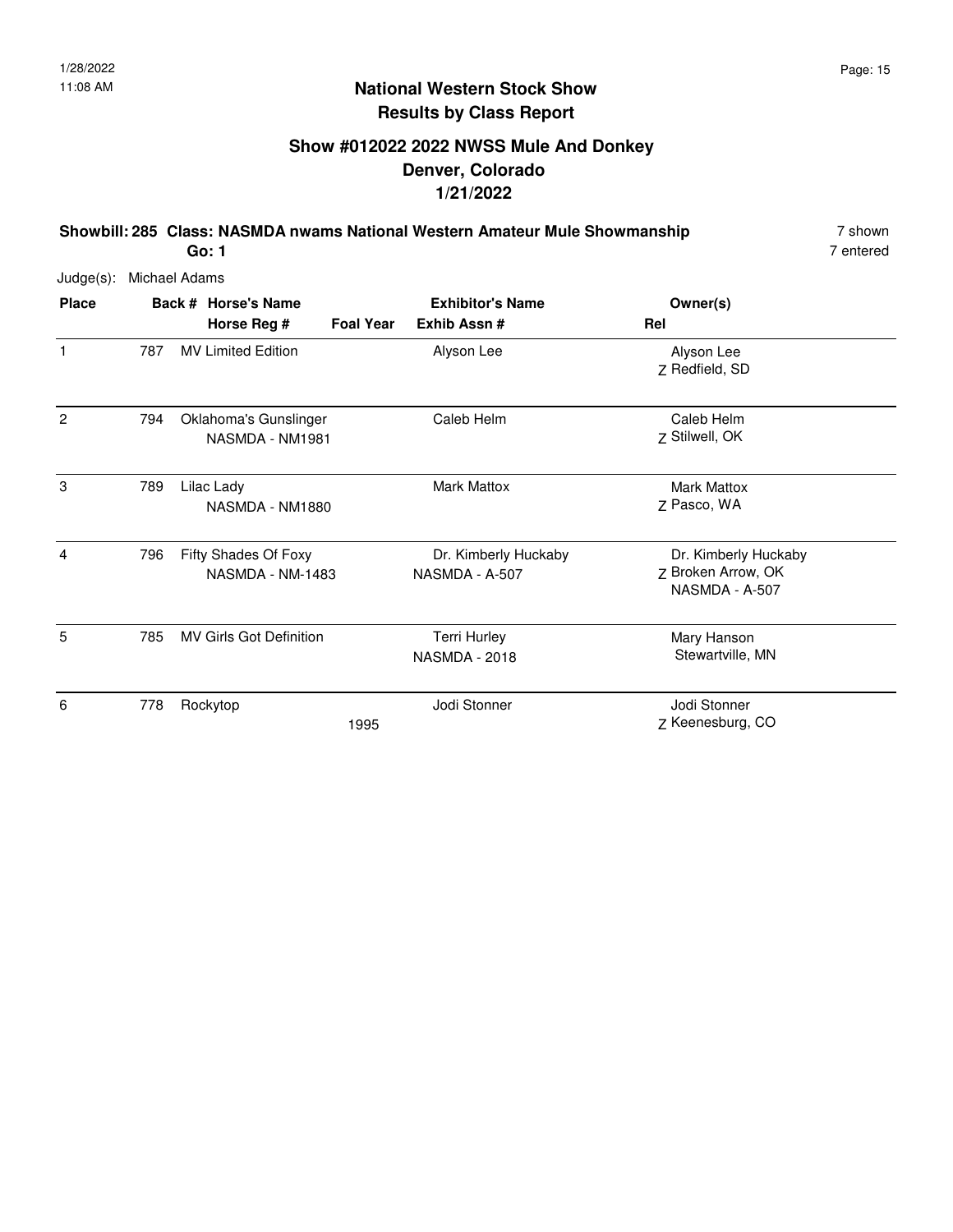# National Western Stock Show
## Results by Class Report

### Show #012022 2022 NWSS Mule And Donkey
### Denver, Colorado
### 1/21/2022

**Showbill: 285 Class: NASMDA nwams National Western Amateur Mule Showmanship** 7 shown
**Go: 1** 7 entered

Judge(s): Michael Adams

| Place | Back # | Horse's Name / Horse Reg # | Foal Year | Exhibitor's Name / Exhib Assn # | Rel | Owner(s) |
|---|---|---|---|---|---|---|
| 1 | 787 | MV Limited Edition | | Alyson Lee | Z | Alyson Lee<br>Redfield, SD |
| 2 | 794 | Oklahoma's Gunslinger<br>NASMDA - NM1981 | | Caleb Helm | Z | Caleb Helm<br>Stilwell, OK |
| 3 | 789 | Lilac Lady<br>NASMDA - NM1880 | | Mark Mattox | Z | Mark Mattox<br>Pasco, WA |
| 4 | 796 | Fifty Shades Of Foxy<br>NASMDA - NM-1483 | | Dr. Kimberly Huckaby<br>NASMDA - A-507 | Z | Dr. Kimberly Huckaby<br>Broken Arrow, OK<br>NASMDA - A-507 |
| 5 | 785 | MV Girls Got Definition | | Terri Hurley<br>NASMDA - 2018 | | Mary Hanson<br>Stewartville, MN |
| 6 | 778 | Rockytop | 1995 | Jodi Stonner | Z | Jodi Stonner<br>Keenesburg, CO |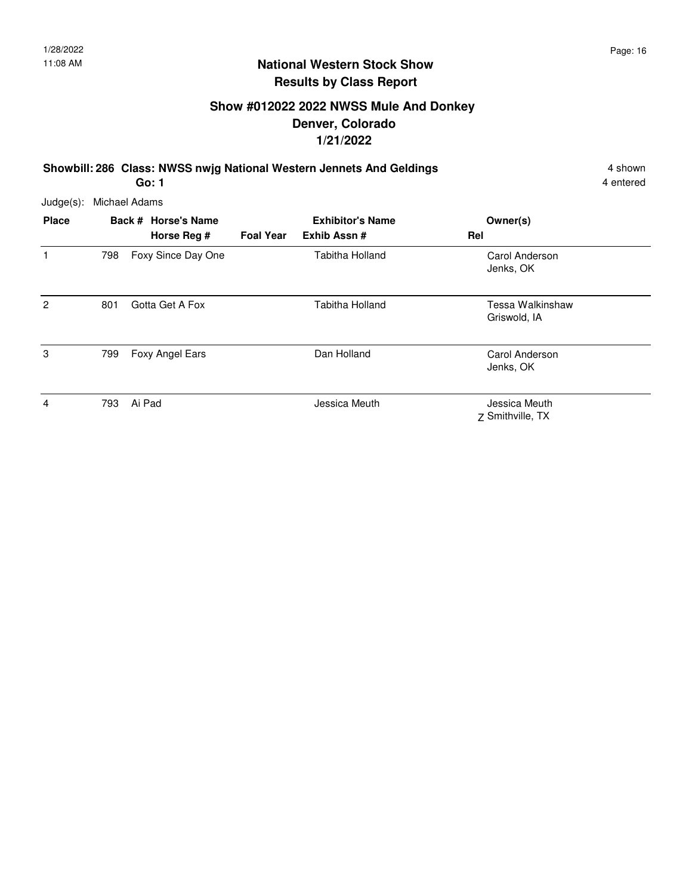## National Western Stock Show
## Results by Class Report

### Show #012022 2022 NWSS Mule And Donkey
### Denver, Colorado
### 1/21/2022

**Showbill: 286 Class: NWSS nwjg National Western Jennets And Geldings** — 4 shown, 4 entered

**Go: 1**

Judge(s): Michael Adams

| Place | Back # | Horse's Name / Horse Reg # | Foal Year | Exhibitor's Name / Exhib Assn # | Rel | Owner(s) |
|---|---|---|---|---|---|---|
| 1 | 798 | Foxy Since Day One | | Tabitha Holland | | Carol Anderson<br>Jenks, OK |
| 2 | 801 | Gotta Get A Fox | | Tabitha Holland | | Tessa Walkinshaw<br>Griswold, IA |
| 3 | 799 | Foxy Angel Ears | | Dan Holland | | Carol Anderson<br>Jenks, OK |
| 4 | 793 | Ai Pad | | Jessica Meuth | Z | Jessica Meuth<br>Smithville, TX |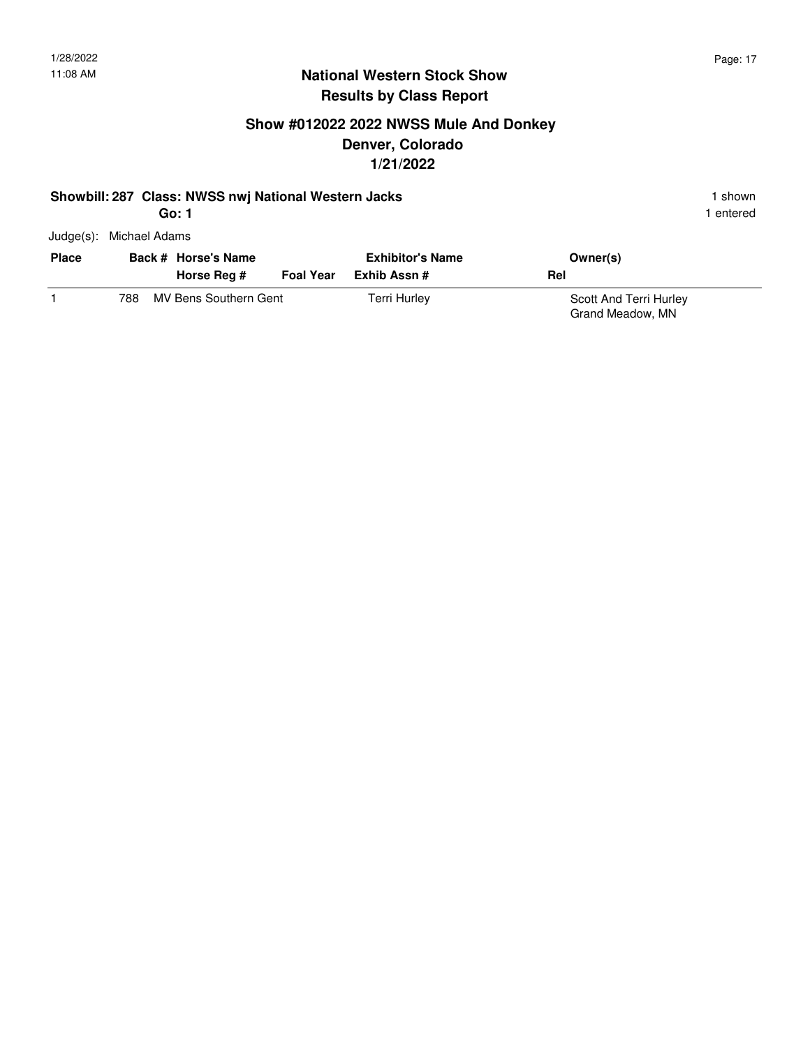## National Western Stock Show
## Results by Class Report

### Show #012022 2022 NWSS Mule And Donkey
### Denver, Colorado
### 1/21/2022

**Showbill: 287 Class: NWSS nwj National Western Jacks** 1 shown

**Go: 1** 1 entered

Judge(s): Michael Adams

| Place | Back # | Horse's Name / Horse Reg # | Foal Year | Exhibitor's Name / Exhib Assn # | Rel | Owner(s) |
|---|---|---|---|---|---|---|
| 1 | 788 | MV Bens Southern Gent | | Terri Hurley | | Scott And Terri Hurley<br>Grand Meadow, MN |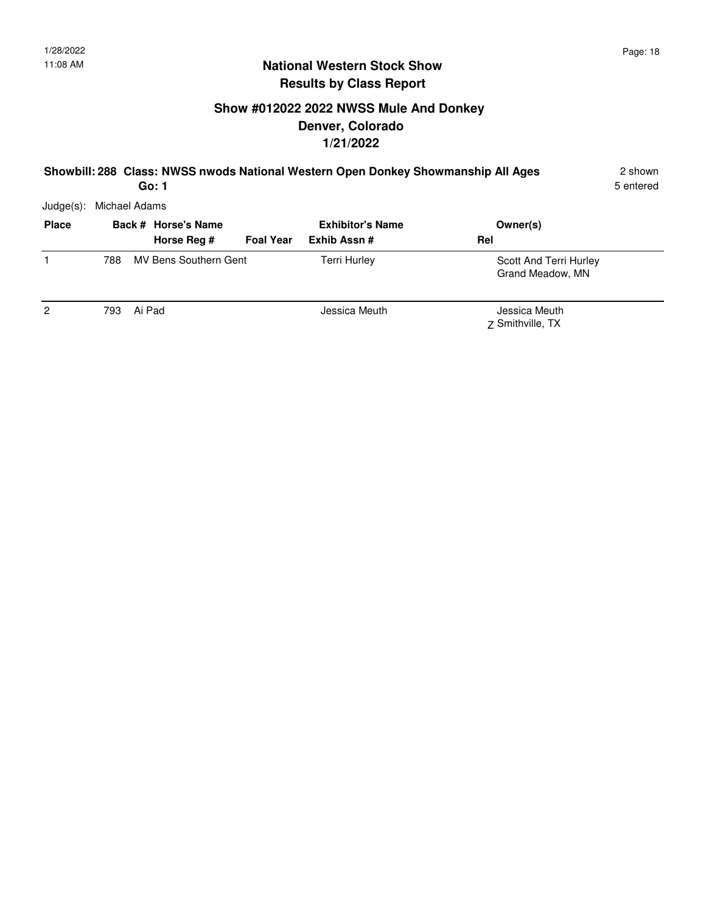1/28/2022
11:08 AM

## National Western Stock Show
## Results by Class Report

### Show #012022 2022 NWSS Mule And Donkey
### Denver, Colorado
### 1/21/2022

**Showbill: 288 Class: NWSS nwods National Western Open Donkey Showmanship All Ages** 2 shown

**Go: 1** 5 entered

Judge(s): Michael Adams

| Place | Back # | Horse's Name / Horse Reg # | Foal Year | Exhibitor's Name / Exhib Assn # | Rel | Owner(s) |
|---|---|---|---|---|---|---|
| 1 | 788 | MV Bens Southern Gent | | Terri Hurley | | Scott And Terri Hurley<br>Grand Meadow, MN |
| 2 | 793 | Ai Pad | | Jessica Meuth | Z | Jessica Meuth<br>Smithville, TX |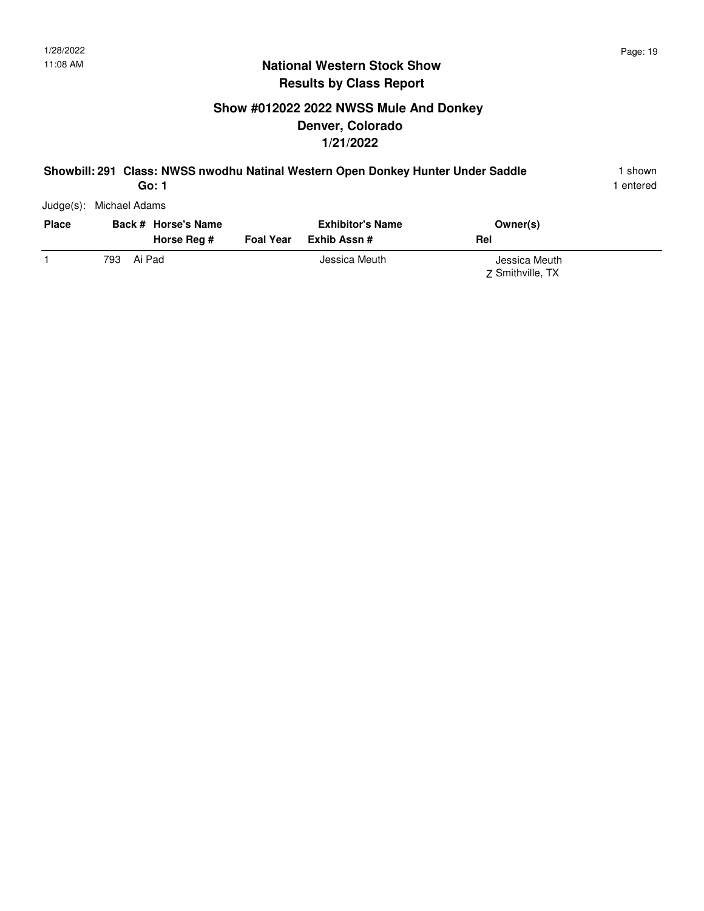## National Western Stock Show
## Results by Class Report

### Show #012022 2022 NWSS Mule And Donkey
### Denver, Colorado
### 1/21/2022

**Showbill: 291 Class: NWSS nwodhu Natinal Western Open Donkey Hunter Under Saddle** 1 shown
**Go: 1** 1 entered

Judge(s): Michael Adams

| Place | Back # | Horse's Name / Horse Reg # | Foal Year | Exhibitor's Name / Exhib Assn # | Rel | Owner(s) |
|---|---|---|---|---|---|---|
| 1 | 793 | Ai Pad | | Jessica Meuth | Z | Jessica Meuth<br>Smithville, TX |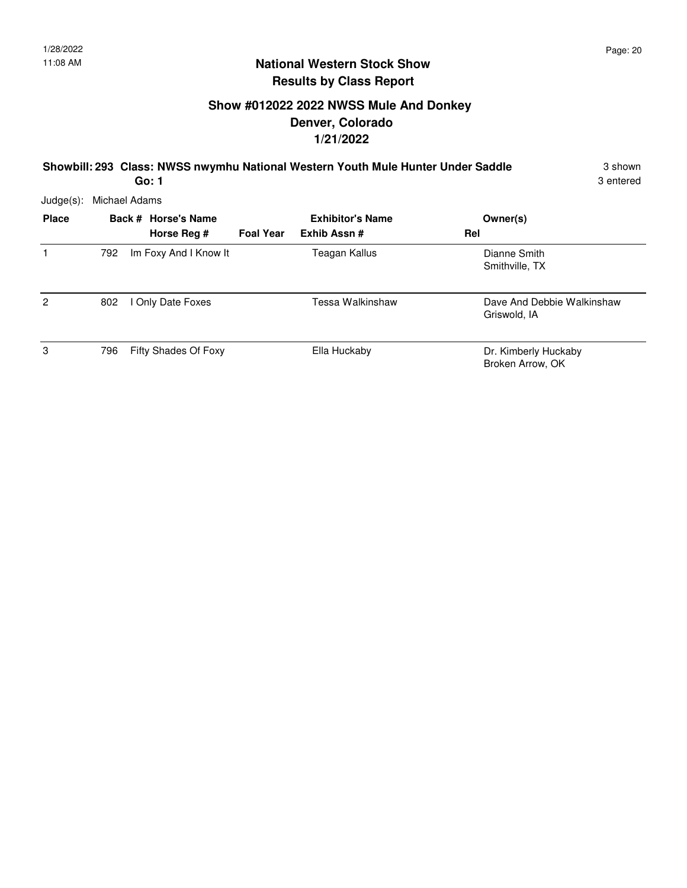## National Western Stock Show
## Results by Class Report

### Show #012022 2022 NWSS Mule And Donkey
### Denver, Colorado
### 1/21/2022

**Showbill: 293 Class: NWSS nwymhu National Western Youth Mule Hunter Under Saddle** 3 shown
**Go: 1** 3 entered

Judge(s): Michael Adams

| Place | Back # | Horse's Name / Horse Reg # | Foal Year | Exhibitor's Name / Exhib Assn # | Rel | Owner(s) |
|---|---|---|---|---|---|---|
| 1 | 792 | Im Foxy And I Know It | | Teagan Kallus | | Dianne Smith<br>Smithville, TX |
| 2 | 802 | I Only Date Foxes | | Tessa Walkinshaw | | Dave And Debbie Walkinshaw<br>Griswold, IA |
| 3 | 796 | Fifty Shades Of Foxy | | Ella Huckaby | | Dr. Kimberly Huckaby<br>Broken Arrow, OK |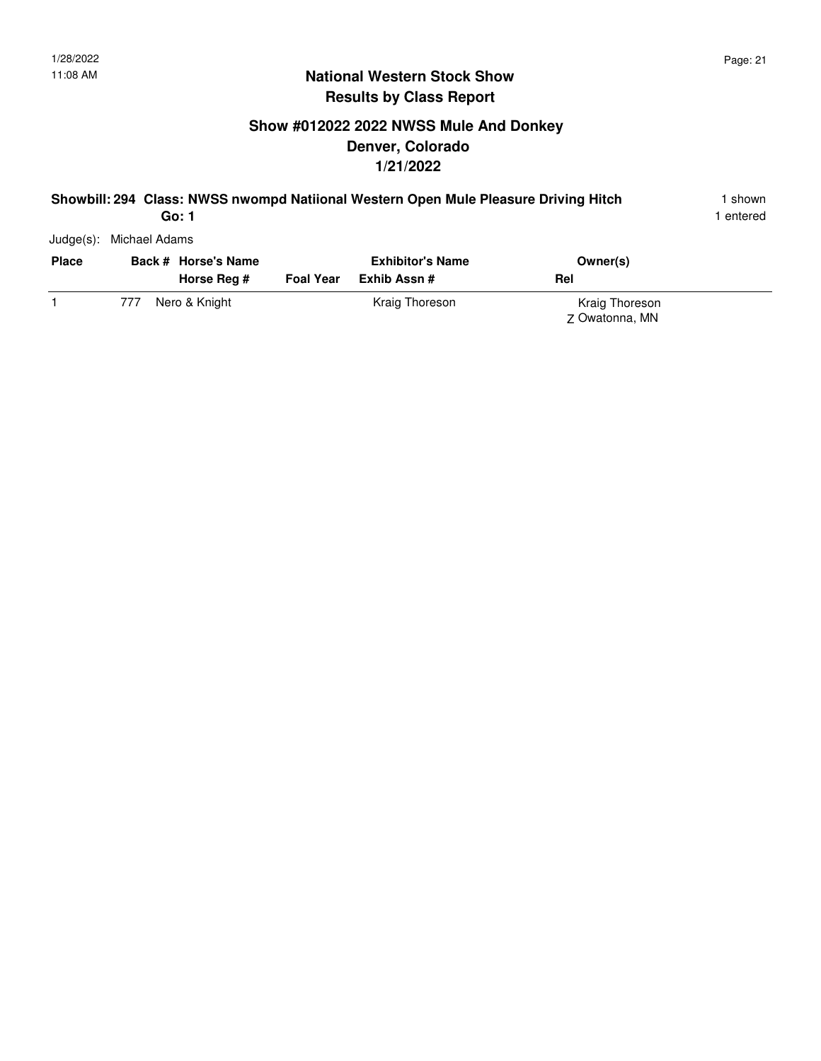## National Western Stock Show
## Results by Class Report

### Show #012022 2022 NWSS Mule And Donkey
### Denver, Colorado
### 1/21/2022

**Showbill: 294 Class: NWSS nwompd Natiional Western Open Mule Pleasure Driving Hitch** 1 shown
**Go: 1** 1 entered

Judge(s): Michael Adams

| Place | Back # | Horse's Name / Horse Reg # | Foal Year | Exhibitor's Name / Exhib Assn # | Rel | Owner(s) |
|---|---|---|---|---|---|---|
| 1 | 777 | Nero & Knight | | Kraig Thoreson | Z | Kraig Thoreson<br>Owatonna, MN |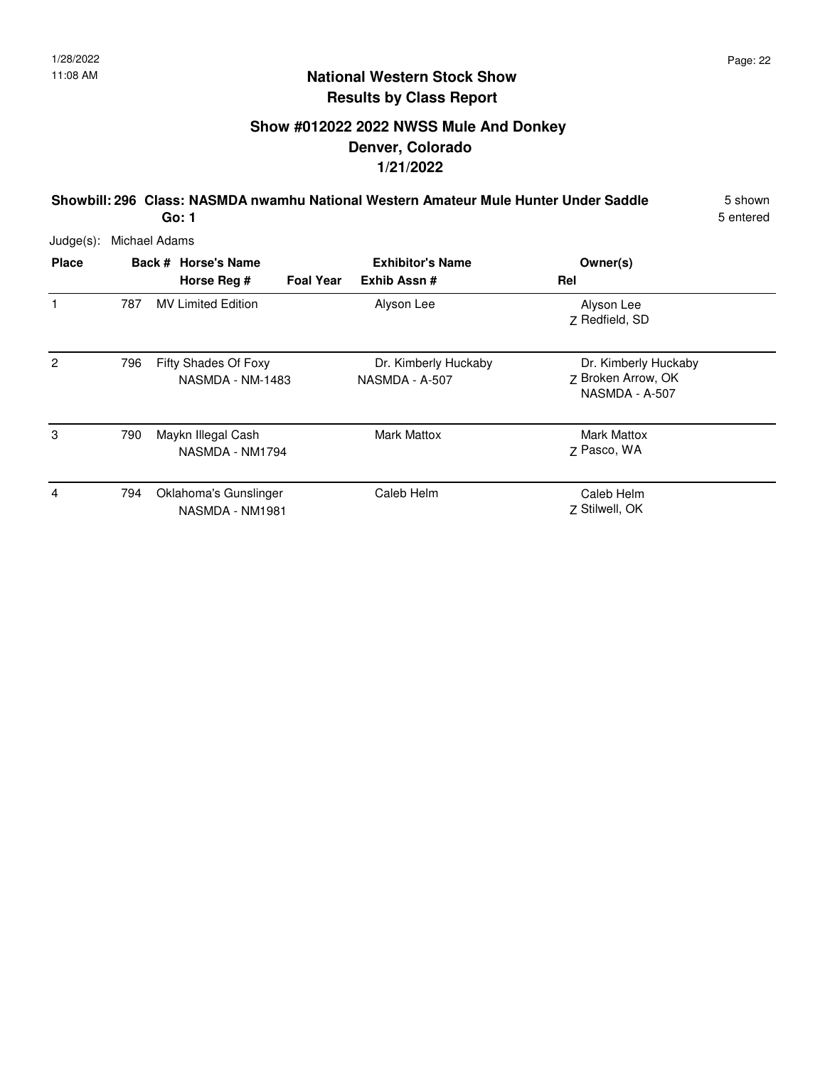1/28/2022
11:08 AM

# National Western Stock Show
## Results by Class Report

## Show #012022 2022 NWSS Mule And Donkey
## Denver, Colorado
## 1/21/2022

**Showbill: 296 Class: NASMDA nwamhu National Western Amateur Mule Hunter Under Saddle** 5 shown
**Go: 1** 5 entered

Judge(s): Michael Adams

| Place | Back # | Horse's Name / Horse Reg # | Foal Year | Exhibitor's Name / Exhib Assn # | Rel | Owner(s) |
|---|---|---|---|---|---|---|
| 1 | 787 | MV Limited Edition | | Alyson Lee | Z | Alyson Lee<br>Redfield, SD |
| 2 | 796 | Fifty Shades Of Foxy<br>NASMDA - NM-1483 | | Dr. Kimberly Huckaby<br>NASMDA - A-507 | Z | Dr. Kimberly Huckaby<br>Broken Arrow, OK<br>NASMDA - A-507 |
| 3 | 790 | Maykn Illegal Cash<br>NASMDA - NM1794 | | Mark Mattox | Z | Mark Mattox<br>Pasco, WA |
| 4 | 794 | Oklahoma's Gunslinger<br>NASMDA - NM1981 | | Caleb Helm | Z | Caleb Helm<br>Stilwell, OK |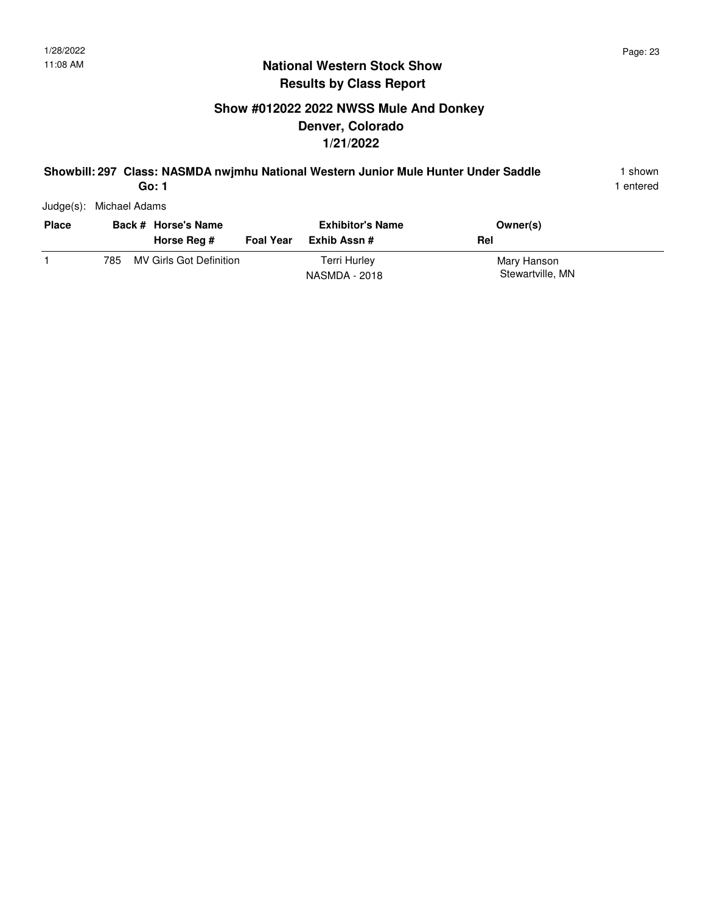## National Western Stock Show
## Results by Class Report

### Show #012022 2022 NWSS Mule And Donkey
### Denver, Colorado
### 1/21/2022

**Showbill: 297 Class: NASMDA nwjmhu National Western Junior Mule Hunter Under Saddle** 1 shown

**Go: 1** 1 entered

Judge(s): Michael Adams

| Place | Back # | Horse's Name / Horse Reg # | Foal Year | Exhibitor's Name / Exhib Assn # | Owner(s) / Rel |
|---|---|---|---|---|---|
| 1 | 785 | MV Girls Got Definition | | Terri Hurley<br>NASMDA - 2018 | Mary Hanson<br>Stewartville, MN |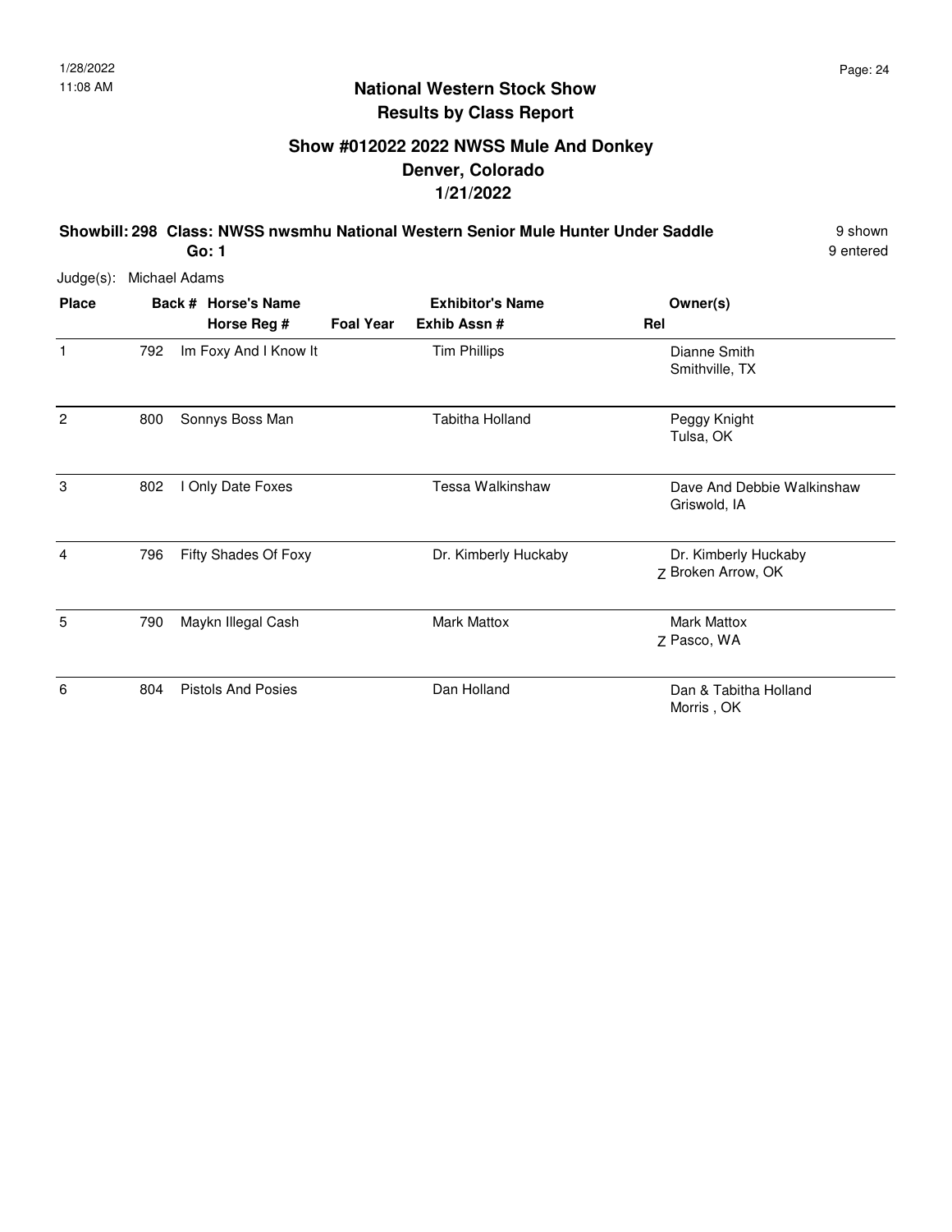## National Western Stock Show
## Results by Class Report

### Show #012022 2022 NWSS Mule And Donkey
### Denver, Colorado
### 1/21/2022

**Showbill: 298 Class: NWSS nwsmhu National Western Senior Mule Hunter Under Saddle** 9 shown
**Go: 1** 9 entered

Judge(s): Michael Adams

| Place | Back # | Horse's Name / Horse Reg # | Foal Year | Exhibitor's Name / Exhib Assn # | Rel | Owner(s) |
|---|---|---|---|---|---|---|
| 1 | 792 | Im Foxy And I Know It | | Tim Phillips | | Dianne Smith<br>Smithville, TX |
| 2 | 800 | Sonnys Boss Man | | Tabitha Holland | | Peggy Knight<br>Tulsa, OK |
| 3 | 802 | I Only Date Foxes | | Tessa Walkinshaw | | Dave And Debbie Walkinshaw<br>Griswold, IA |
| 4 | 796 | Fifty Shades Of Foxy | | Dr. Kimberly Huckaby | Z | Dr. Kimberly Huckaby<br>Broken Arrow, OK |
| 5 | 790 | Maykn Illegal Cash | | Mark Mattox | Z | Mark Mattox<br>Pasco, WA |
| 6 | 804 | Pistols And Posies | | Dan Holland | | Dan & Tabitha Holland<br>Morris , OK |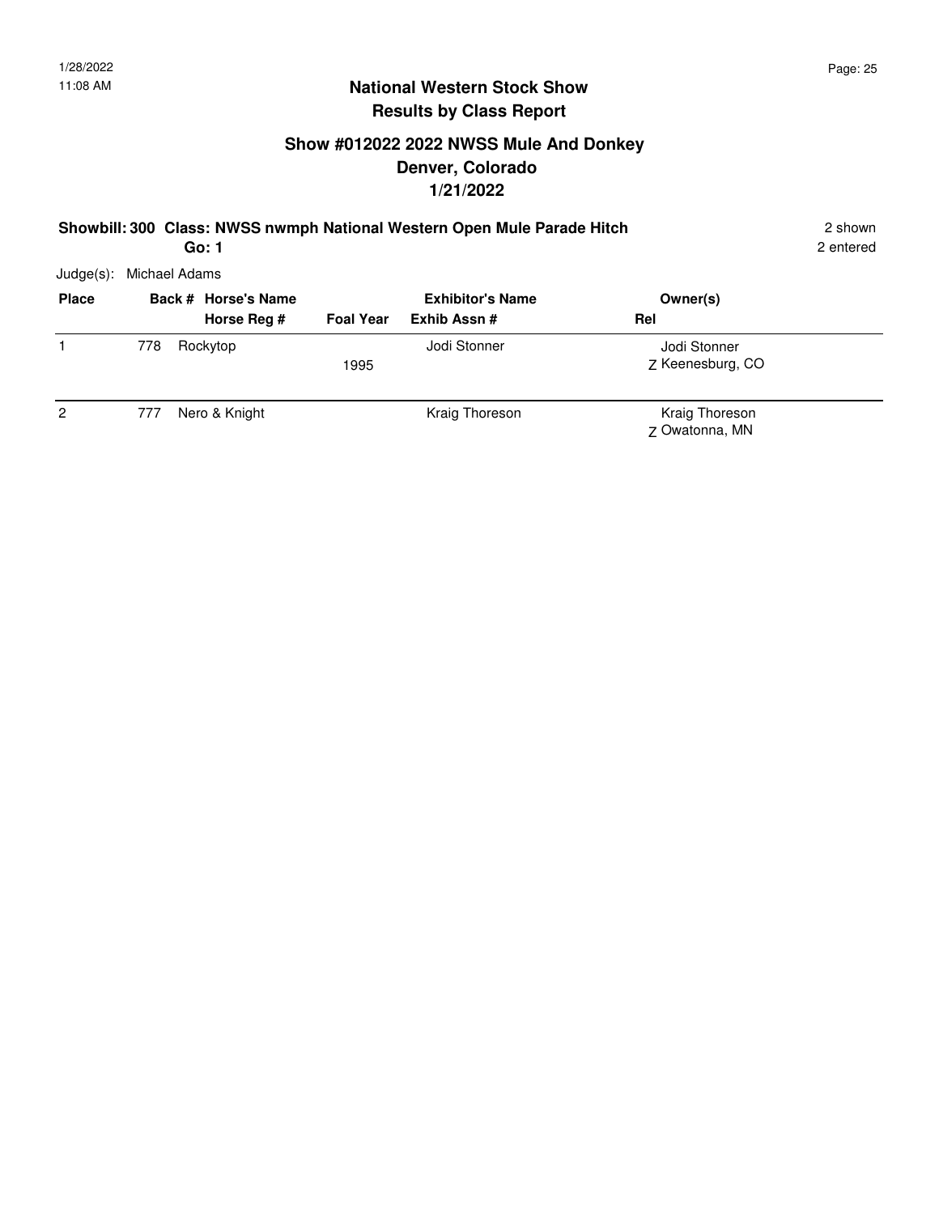## National Western Stock Show
## Results by Class Report

### Show #012022 2022 NWSS Mule And Donkey
### Denver, Colorado
### 1/21/2022

**Showbill: 300 Class: NWSS nwmph National Western Open Mule Parade Hitch** 2 shown
**Go: 1** 2 entered

Judge(s): Michael Adams

| Place | Back # | Horse's Name / Horse Reg # | Foal Year | Exhibitor's Name / Exhib Assn # | Rel | Owner(s) |
|---|---|---|---|---|---|---|
| 1 | 778 | Rockytop | 1995 | Jodi Stonner | Z | Jodi Stonner<br>Keenesburg, CO |
| 2 | 777 | Nero & Knight | | Kraig Thoreson | Z | Kraig Thoreson<br>Owatonna, MN |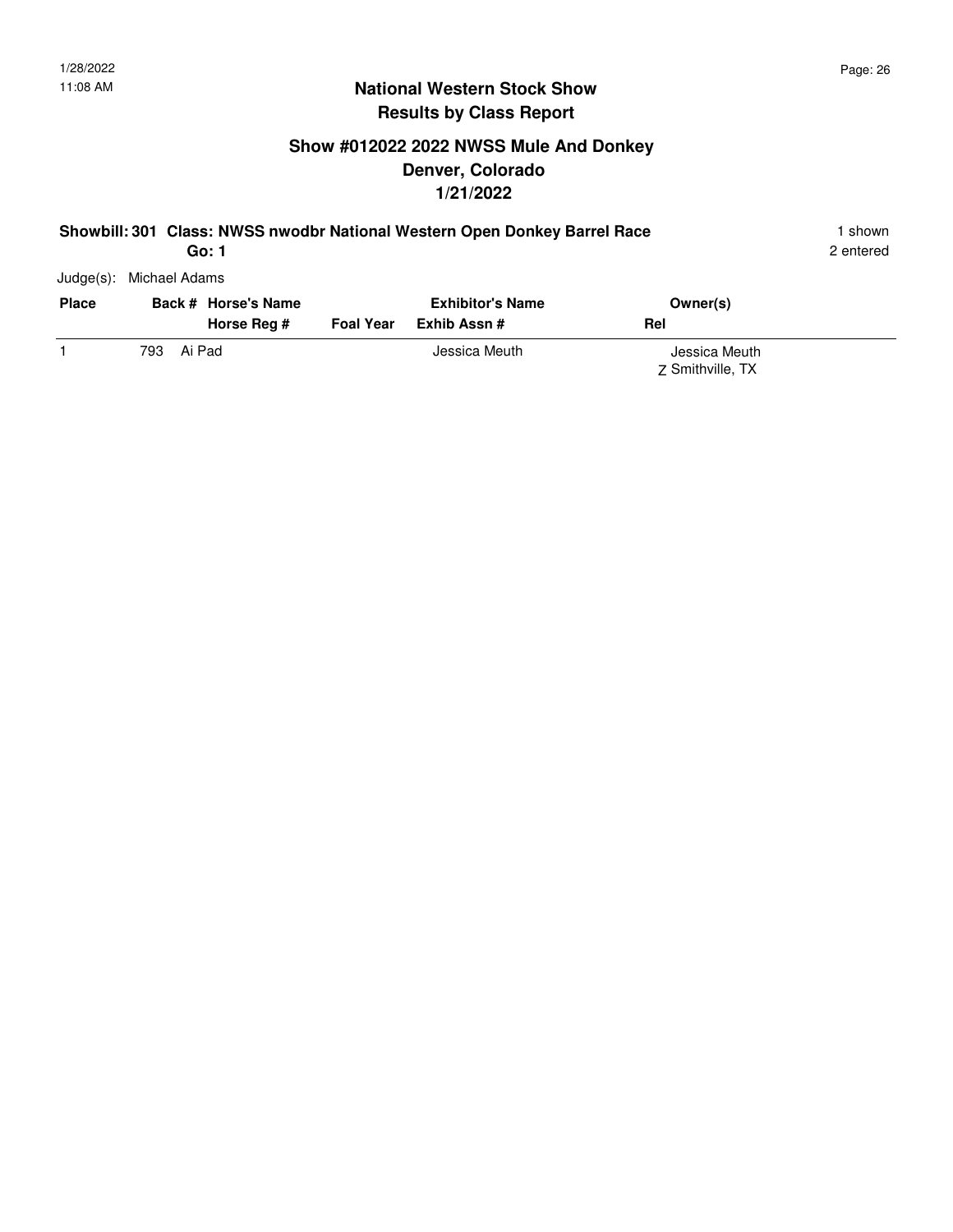## National Western Stock Show
## Results by Class Report

### Show #012022 2022 NWSS Mule And Donkey
### Denver, Colorado
### 1/21/2022

**Showbill: 301 Class: NWSS nwodbr National Western Open Donkey Barrel Race** 1 shown
**Go: 1** 2 entered

Judge(s): Michael Adams

| Place | Back # | Horse's Name / Horse Reg # | Foal Year | Exhibitor's Name / Exhib Assn # | Rel | Owner(s) |
|---|---|---|---|---|---|---|
| 1 | 793 | Ai Pad | | Jessica Meuth | Z | Jessica Meuth<br>Smithville, TX |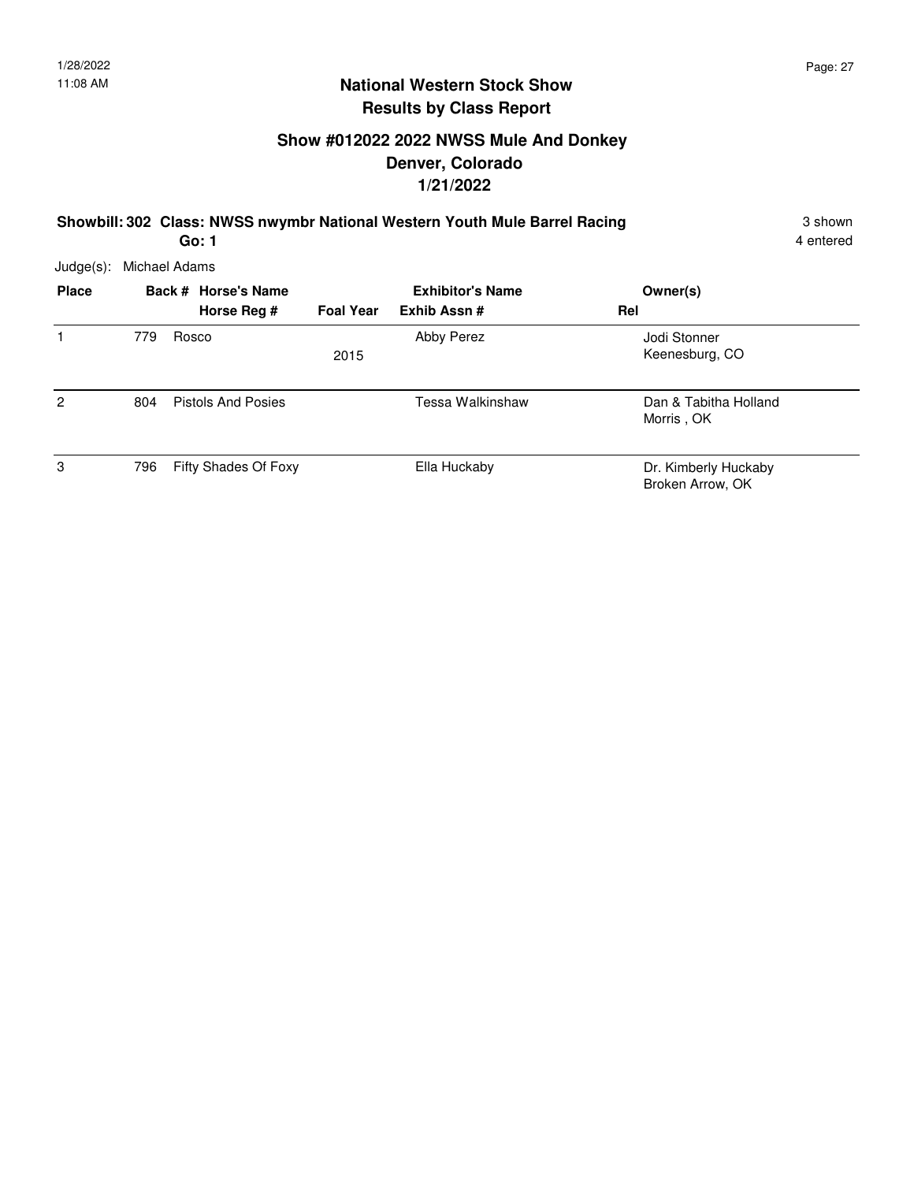## National Western Stock Show
## Results by Class Report

### Show #012022 2022 NWSS Mule And Donkey
### Denver, Colorado
### 1/21/2022

**Showbill: 302 Class: NWSS nwymbr National Western Youth Mule Barrel Racing** — 3 shown, 4 entered

**Go: 1**

Judge(s): Michael Adams

| Place | Back # | Horse's Name / Horse Reg # | Foal Year | Exhibitor's Name / Exhib Assn # | Rel | Owner(s) |
|---|---|---|---|---|---|---|
| 1 | 779 | Rosco | 2015 | Abby Perez | | Jodi Stonner<br>Keenesburg, CO |
| 2 | 804 | Pistols And Posies | | Tessa Walkinshaw | | Dan & Tabitha Holland<br>Morris , OK |
| 3 | 796 | Fifty Shades Of Foxy | | Ella Huckaby | | Dr. Kimberly Huckaby<br>Broken Arrow, OK |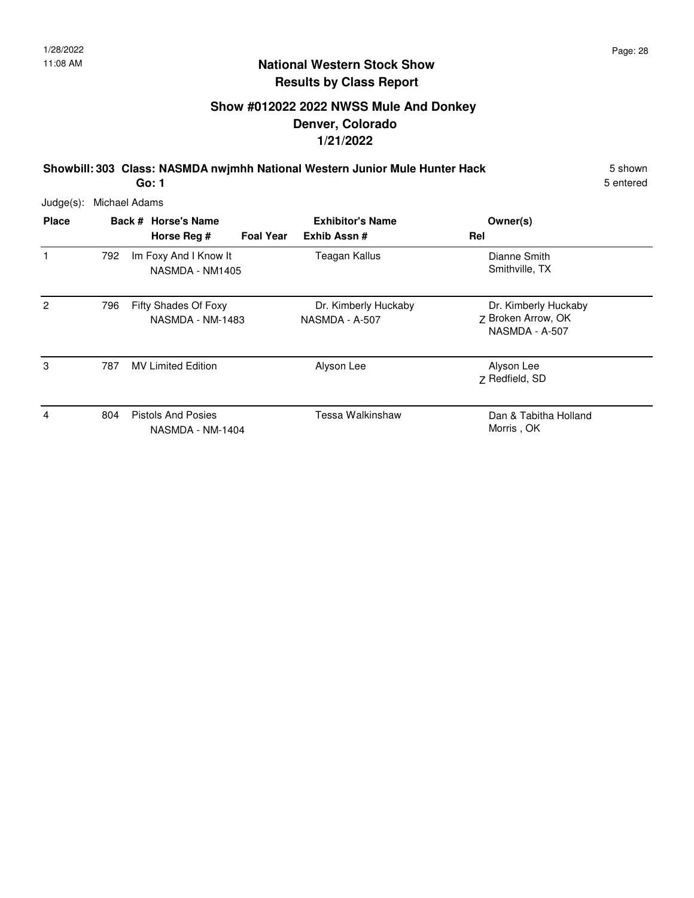## National Western Stock Show
## Results by Class Report

### Show #012022 2022 NWSS Mule And Donkey
### Denver, Colorado
### 1/21/2022

**Showbill: 303 Class: NASMDA nwjmhh National Western Junior Mule Hunter Hack** 5 shown
**Go: 1** 5 entered

Judge(s): Michael Adams

| Place | Back # | Horse's Name / Horse Reg # | Foal Year | Exhibitor's Name / Exhib Assn # | Rel | Owner(s) |
|---|---|---|---|---|---|---|
| 1 | 792 | Im Foxy And I Know It<br>NASMDA - NM1405 | | Teagan Kallus | | Dianne Smith<br>Smithville, TX |
| 2 | 796 | Fifty Shades Of Foxy<br>NASMDA - NM-1483 | | Dr. Kimberly Huckaby<br>NASMDA - A-507 | Z | Dr. Kimberly Huckaby<br>Broken Arrow, OK<br>NASMDA - A-507 |
| 3 | 787 | MV Limited Edition | | Alyson Lee | Z | Alyson Lee<br>Redfield, SD |
| 4 | 804 | Pistols And Posies<br>NASMDA - NM-1404 | | Tessa Walkinshaw | | Dan & Tabitha Holland<br>Morris , OK |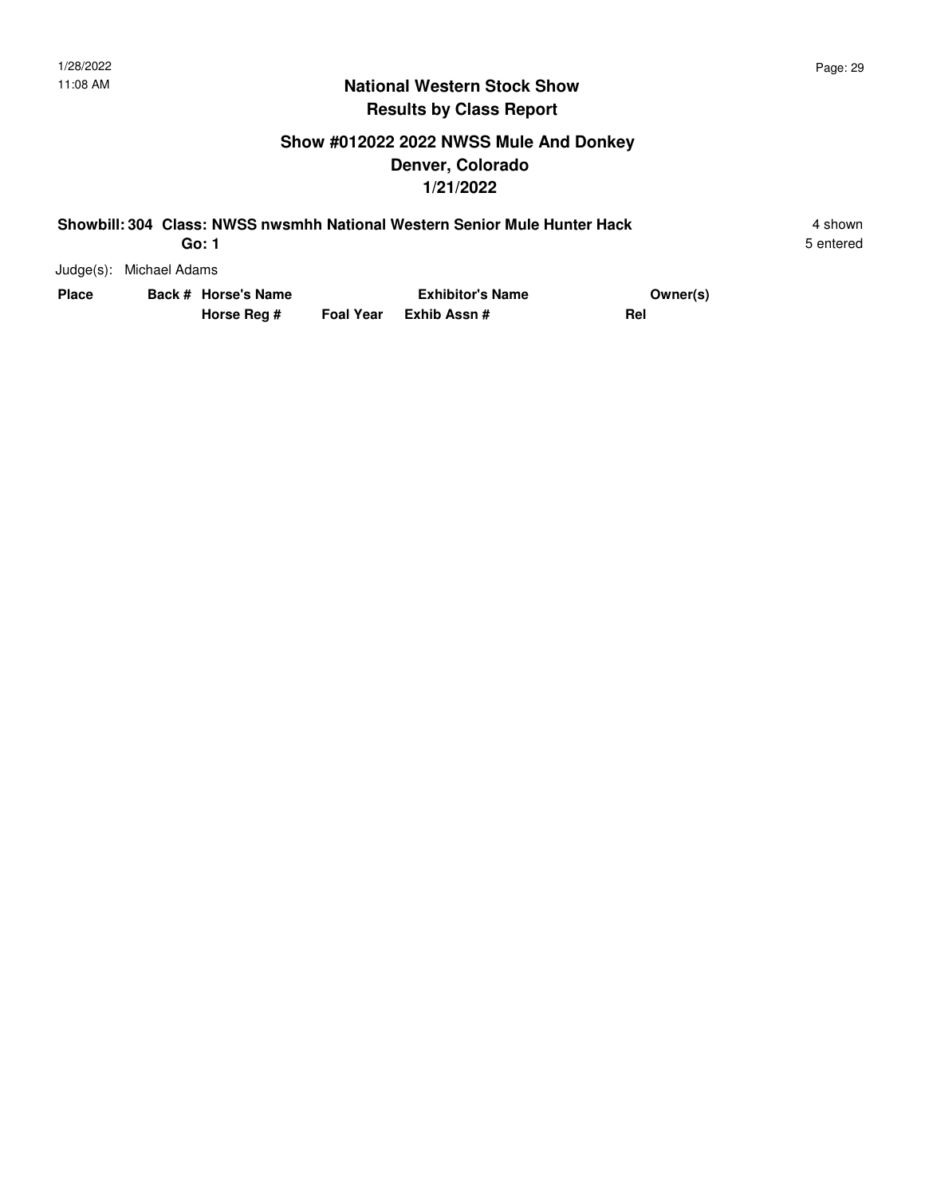## National Western Stock Show
## Results by Class Report

### Show #012022 2022 NWSS Mule And Donkey
### Denver, Colorado
### 1/21/2022

**Showbill: 304 Class: NWSS nwsmhh National Western Senior Mule Hunter Hack** 4 shown
**Go: 1** 5 entered

Judge(s): Michael Adams

| Place | Back # | Horse's Name | | Exhibitor's Name | Owner(s) |
|---|---|---|---|---|---|
| | | Horse Reg # | Foal Year | Exhib Assn # | Rel |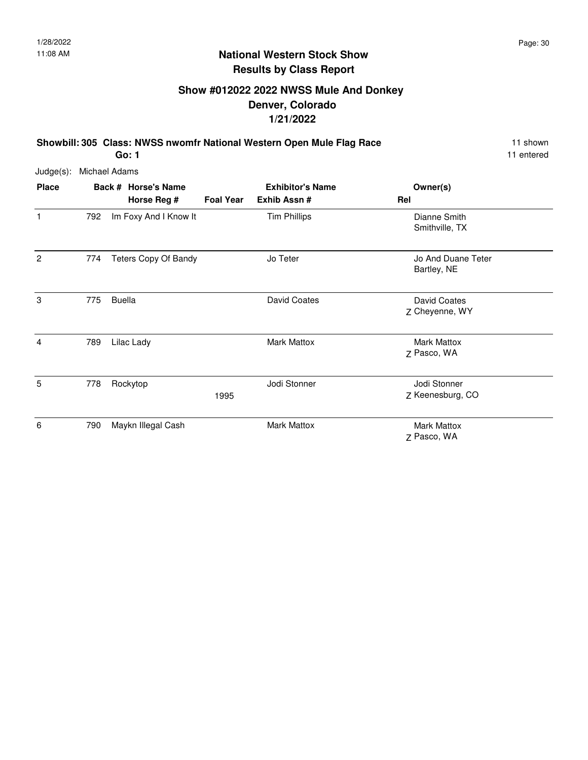# National Western Stock Show
## Results by Class Report

### Show #012022 2022 NWSS Mule And Donkey
### Denver, Colorado
### 1/21/2022

**Showbill: 305 Class: NWSS nwomfr National Western Open Mule Flag Race** 11 shown
**Go: 1** 11 entered

Judge(s): Michael Adams

| Place | Back # | Horse's Name / Horse Reg # | Foal Year | Exhibitor's Name / Exhib Assn # | Rel | Owner(s) |
|---|---|---|---|---|---|---|
| 1 | 792 | Im Foxy And I Know It | | Tim Phillips | | Dianne Smith<br>Smithville, TX |
| 2 | 774 | Teters Copy Of Bandy | | Jo Teter | | Jo And Duane Teter<br>Bartley, NE |
| 3 | 775 | Buella | | David Coates | Z | David Coates<br>Cheyenne, WY |
| 4 | 789 | Lilac Lady | | Mark Mattox | Z | Mark Mattox<br>Pasco, WA |
| 5 | 778 | Rockytop | 1995 | Jodi Stonner | Z | Jodi Stonner<br>Keenesburg, CO |
| 6 | 790 | Maykn Illegal Cash | | Mark Mattox | Z | Mark Mattox<br>Pasco, WA |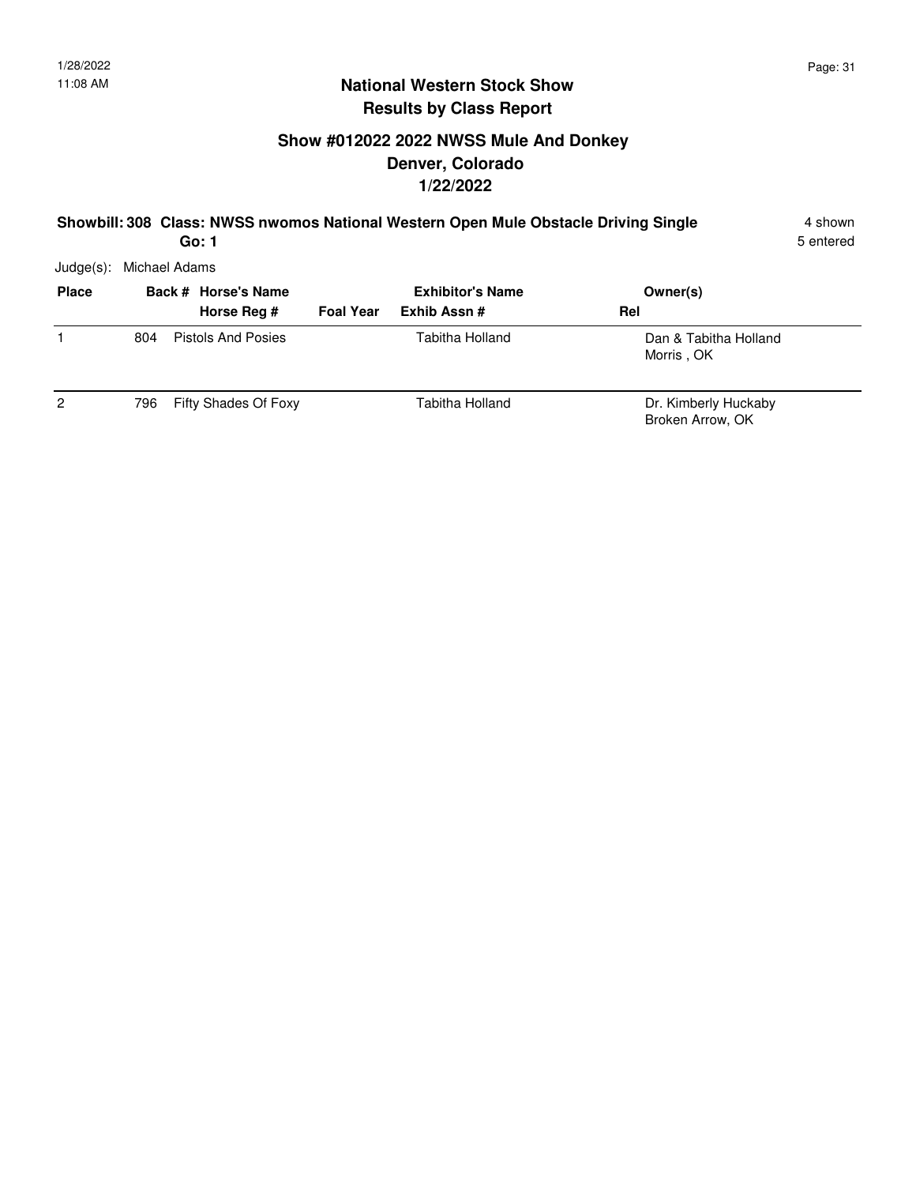## National Western Stock Show
## Results by Class Report

### Show #012022 2022 NWSS Mule And Donkey
### Denver, Colorado
### 1/22/2022

**Showbill: 308 Class: NWSS nwomos National Western Open Mule Obstacle Driving Single** 4 shown
**Go: 1** 5 entered

Judge(s): Michael Adams

| Place | Back # | Horse's Name / Horse Reg # | Foal Year | Exhibitor's Name / Exhib Assn # | Rel | Owner(s) |
|---|---|---|---|---|---|---|
| 1 | 804 | Pistols And Posies | | Tabitha Holland | | Dan & Tabitha Holland<br>Morris , OK |
| 2 | 796 | Fifty Shades Of Foxy | | Tabitha Holland | | Dr. Kimberly Huckaby<br>Broken Arrow, OK |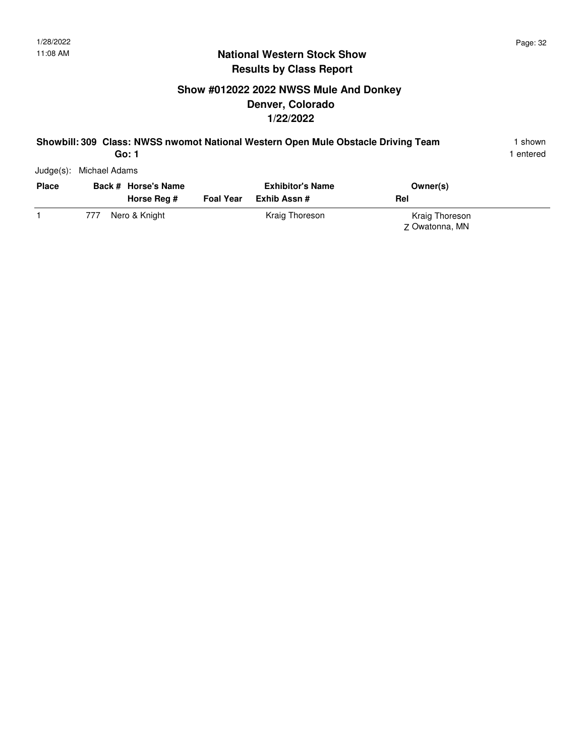## National Western Stock Show
## Results by Class Report

### Show #012022 2022 NWSS Mule And Donkey
### Denver, Colorado
### 1/22/2022

**Showbill: 309 Class: NWSS nwomot National Western Open Mule Obstacle Driving Team** 1 shown
**Go: 1** 1 entered

Judge(s): Michael Adams

| Place | Back # | Horse's Name / Horse Reg # | Foal Year | Exhibitor's Name / Exhib Assn # | Owner(s) / Rel |
|---|---|---|---|---|---|
| 1 | 777 | Nero & Knight | | Kraig Thoreson | Kraig Thoreson<br>Z Owatonna, MN |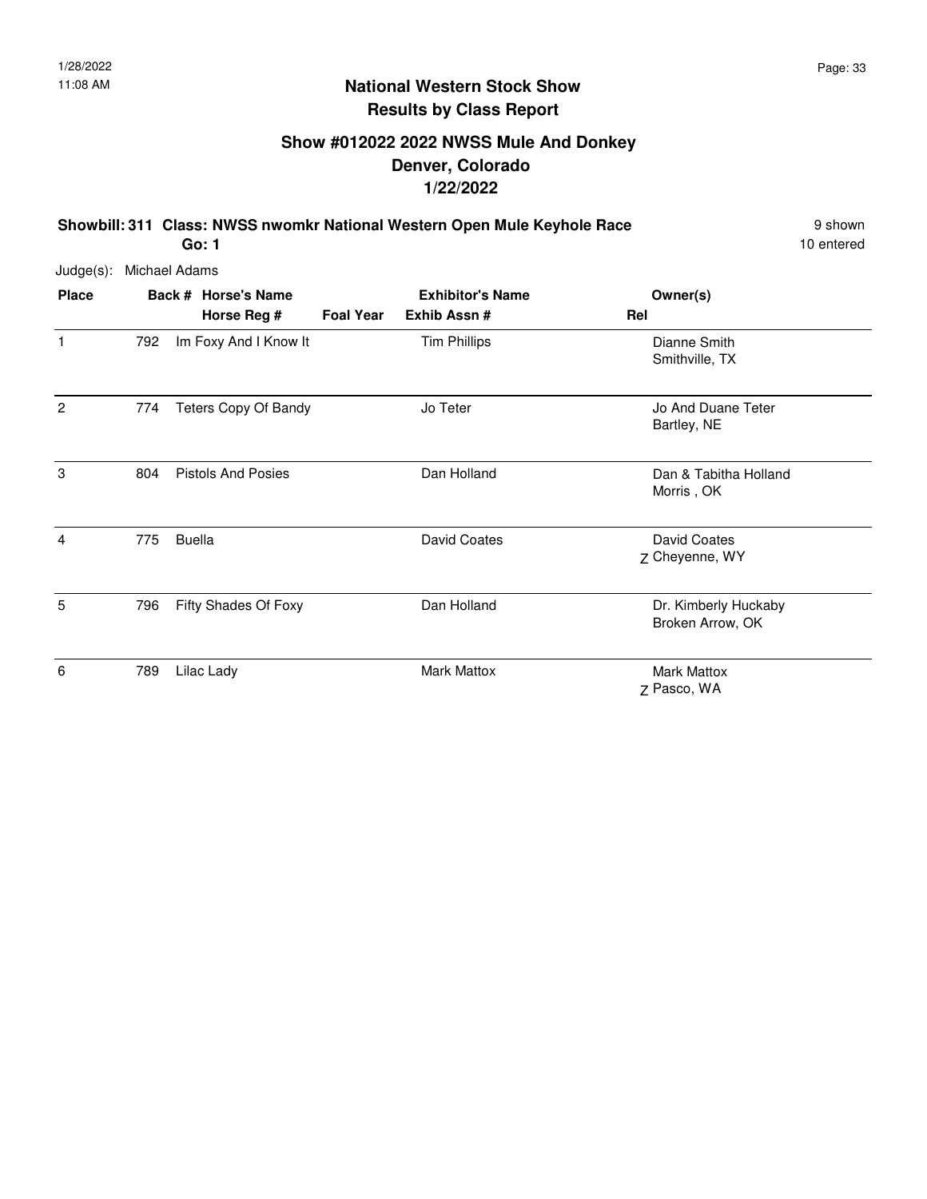## National Western Stock Show
## Results by Class Report

### Show #012022 2022 NWSS Mule And Donkey
### Denver, Colorado
### 1/22/2022

**Showbill: 311 Class: NWSS nwomkr National Western Open Mule Keyhole Race** — 9 shown

**Go: 1** — 10 entered

Judge(s): Michael Adams

| Place | Back # | Horse's Name / Horse Reg # | Foal Year | Exhibitor's Name / Exhib Assn # | Rel | Owner(s) |
|---|---|---|---|---|---|---|
| 1 | 792 | Im Foxy And I Know It | | Tim Phillips | | Dianne Smith<br>Smithville, TX |
| 2 | 774 | Teters Copy Of Bandy | | Jo Teter | | Jo And Duane Teter<br>Bartley, NE |
| 3 | 804 | Pistols And Posies | | Dan Holland | | Dan & Tabitha Holland<br>Morris , OK |
| 4 | 775 | Buella | | David Coates | Z | David Coates<br>Cheyenne, WY |
| 5 | 796 | Fifty Shades Of Foxy | | Dan Holland | | Dr. Kimberly Huckaby<br>Broken Arrow, OK |
| 6 | 789 | Lilac Lady | | Mark Mattox | Z | Mark Mattox<br>Pasco, WA |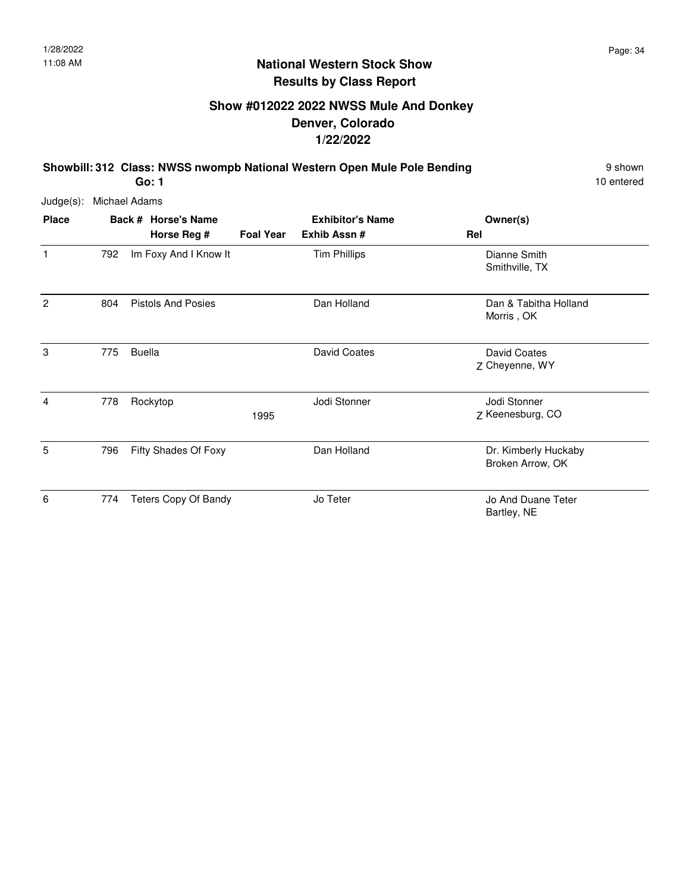## National Western Stock Show
## Results by Class Report

### Show #012022 2022 NWSS Mule And Donkey
### Denver, Colorado
### 1/22/2022

**Showbill: 312 Class: NWSS nwompb National Western Open Mule Pole Bending** — 9 shown, 10 entered

**Go: 1**

Judge(s): Michael Adams

| Place | Back # | Horse's Name / Horse Reg # | Foal Year | Exhibitor's Name / Exhib Assn # | Rel | Owner(s) |
|---|---|---|---|---|---|---|
| 1 | 792 | Im Foxy And I Know It | | Tim Phillips | | Dianne Smith<br>Smithville, TX |
| 2 | 804 | Pistols And Posies | | Dan Holland | | Dan & Tabitha Holland<br>Morris , OK |
| 3 | 775 | Buella | | David Coates | Z | David Coates<br>Cheyenne, WY |
| 4 | 778 | Rockytop | 1995 | Jodi Stonner | Z | Jodi Stonner<br>Keenesburg, CO |
| 5 | 796 | Fifty Shades Of Foxy | | Dan Holland | | Dr. Kimberly Huckaby<br>Broken Arrow, OK |
| 6 | 774 | Teters Copy Of Bandy | | Jo Teter | | Jo And Duane Teter<br>Bartley, NE |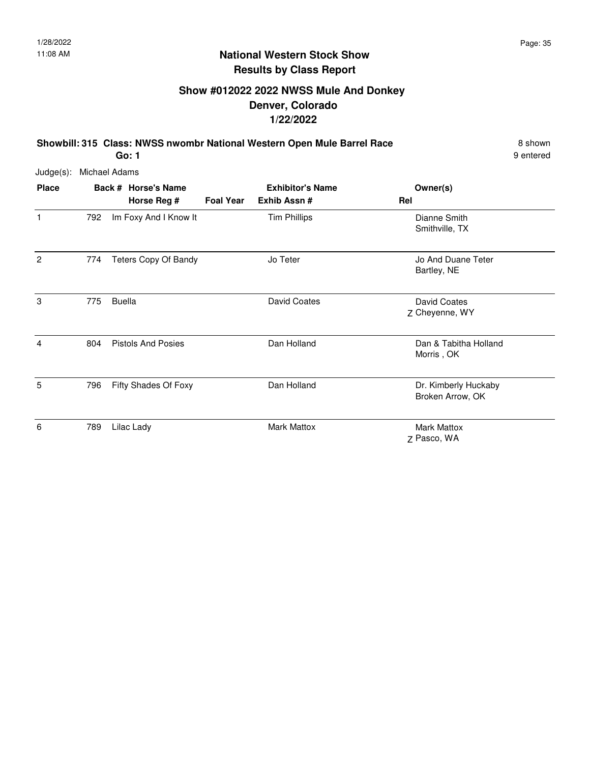# National Western Stock Show
## Results by Class Report

### Show #012022 2022 NWSS Mule And Donkey
### Denver, Colorado
### 1/22/2022

**Showbill: 315 Class: NWSS nwombr National Western Open Mule Barrel Race** — 8 shown
**Go: 1** — 9 entered

Judge(s): Michael Adams

| Place | Back # | Horse's Name / Horse Reg # | Foal Year | Exhibitor's Name / Exhib Assn # | Rel | Owner(s) |
|---|---|---|---|---|---|---|
| 1 | 792 | Im Foxy And I Know It | | Tim Phillips | | Dianne Smith<br>Smithville, TX |
| 2 | 774 | Teters Copy Of Bandy | | Jo Teter | | Jo And Duane Teter<br>Bartley, NE |
| 3 | 775 | Buella | | David Coates | Z | David Coates<br>Cheyenne, WY |
| 4 | 804 | Pistols And Posies | | Dan Holland | | Dan & Tabitha Holland<br>Morris , OK |
| 5 | 796 | Fifty Shades Of Foxy | | Dan Holland | | Dr. Kimberly Huckaby<br>Broken Arrow, OK |
| 6 | 789 | Lilac Lady | | Mark Mattox | Z | Mark Mattox<br>Pasco, WA |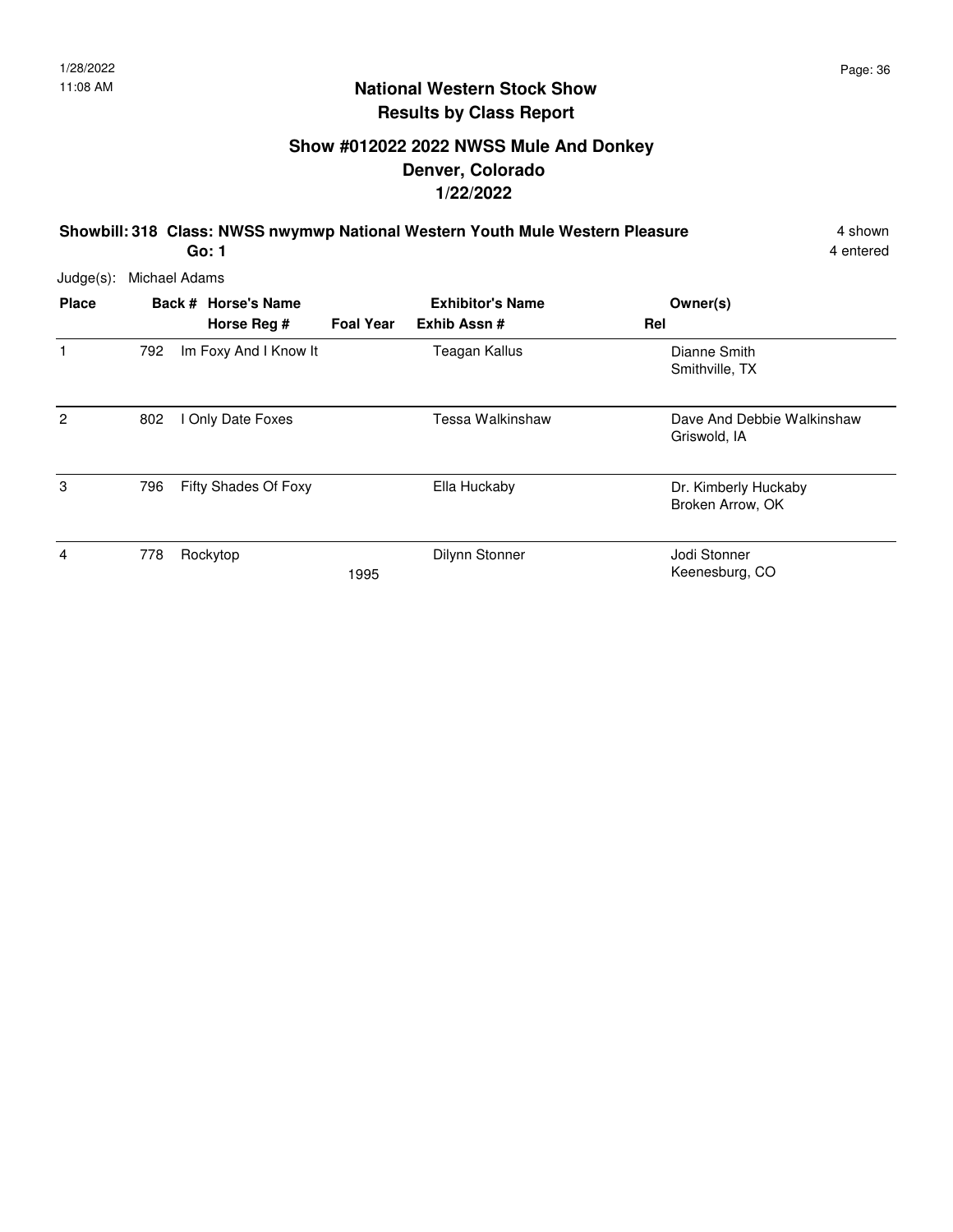# National Western Stock Show
## Results by Class Report

### Show #012022 2022 NWSS Mule And Donkey
### Denver, Colorado
### 1/22/2022

**Showbill: 318 Class: NWSS nwymwp National Western Youth Mule Western Pleasure** — 4 shown

**Go: 1** — 4 entered

Judge(s): Michael Adams

| Place | Back # | Horse's Name / Horse Reg # | Foal Year | Exhibitor's Name / Exhib Assn # | Rel | Owner(s) |
|---|---|---|---|---|---|---|
| 1 | 792 | Im Foxy And I Know It | | Teagan Kallus | | Dianne Smith<br>Smithville, TX |
| 2 | 802 | I Only Date Foxes | | Tessa Walkinshaw | | Dave And Debbie Walkinshaw<br>Griswold, IA |
| 3 | 796 | Fifty Shades Of Foxy | | Ella Huckaby | | Dr. Kimberly Huckaby<br>Broken Arrow, OK |
| 4 | 778 | Rockytop | 1995 | Dilynn Stonner | | Jodi Stonner<br>Keenesburg, CO |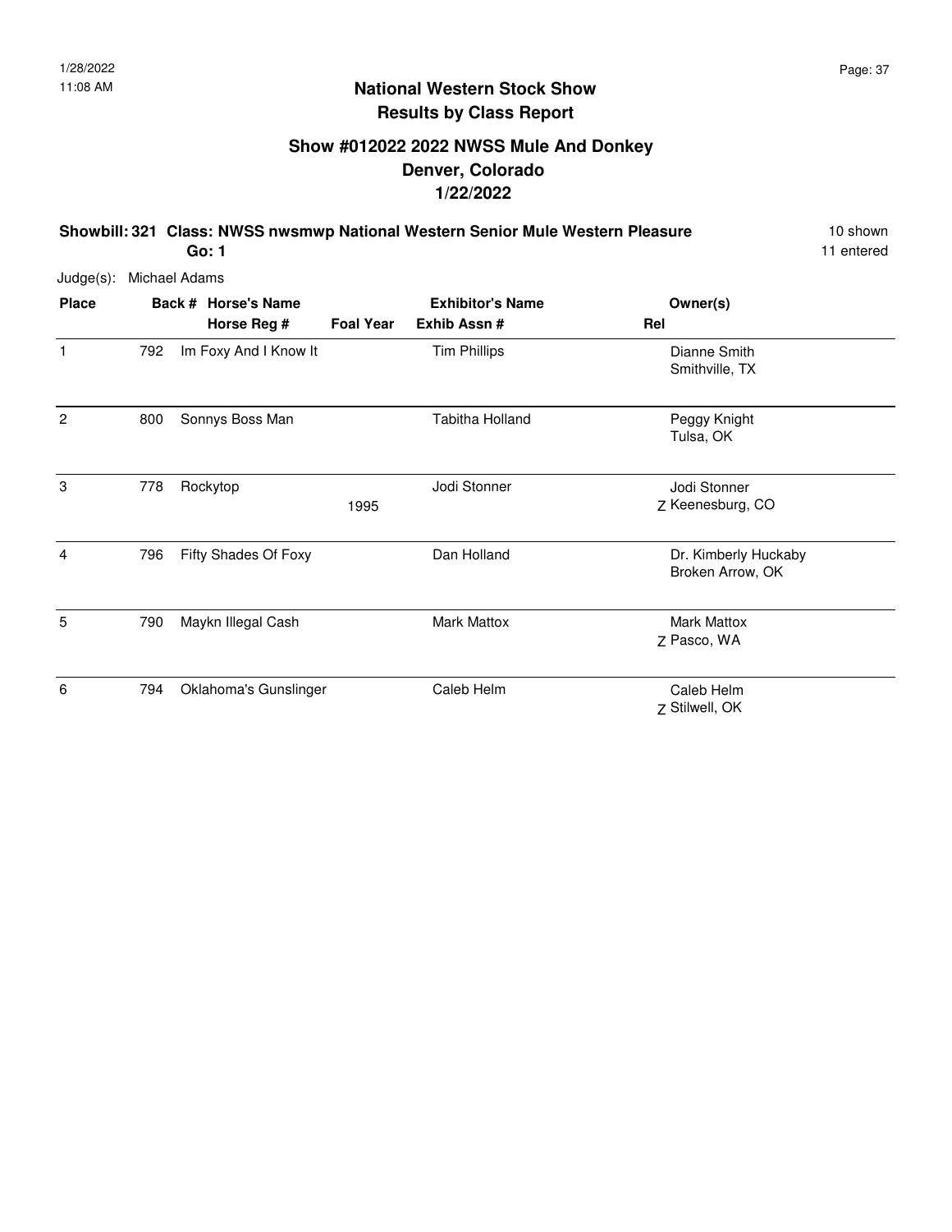1/28/2022
11:08 AM

# National Western Stock Show
## Results by Class Report

### Show #012022 2022 NWSS Mule And Donkey
### Denver, Colorado
### 1/22/2022

**Showbill: 321 Class: NWSS nwsmwp National Western Senior Mule Western Pleasure** 10 shown

**Go: 1** 11 entered

Judge(s): Michael Adams

| Place | Back # | Horse's Name / Horse Reg # | Foal Year | Exhibitor's Name / Exhib Assn # | Rel | Owner(s) |
|---|---|---|---|---|---|---|
| 1 | 792 | Im Foxy And I Know It | | Tim Phillips | | Dianne Smith<br>Smithville, TX |
| 2 | 800 | Sonnys Boss Man | | Tabitha Holland | | Peggy Knight<br>Tulsa, OK |
| 3 | 778 | Rockytop | 1995 | Jodi Stonner | Z | Jodi Stonner<br>Keenesburg, CO |
| 4 | 796 | Fifty Shades Of Foxy | | Dan Holland | | Dr. Kimberly Huckaby<br>Broken Arrow, OK |
| 5 | 790 | Maykn Illegal Cash | | Mark Mattox | Z | Mark Mattox<br>Pasco, WA |
| 6 | 794 | Oklahoma's Gunslinger | | Caleb Helm | Z | Caleb Helm<br>Stilwell, OK |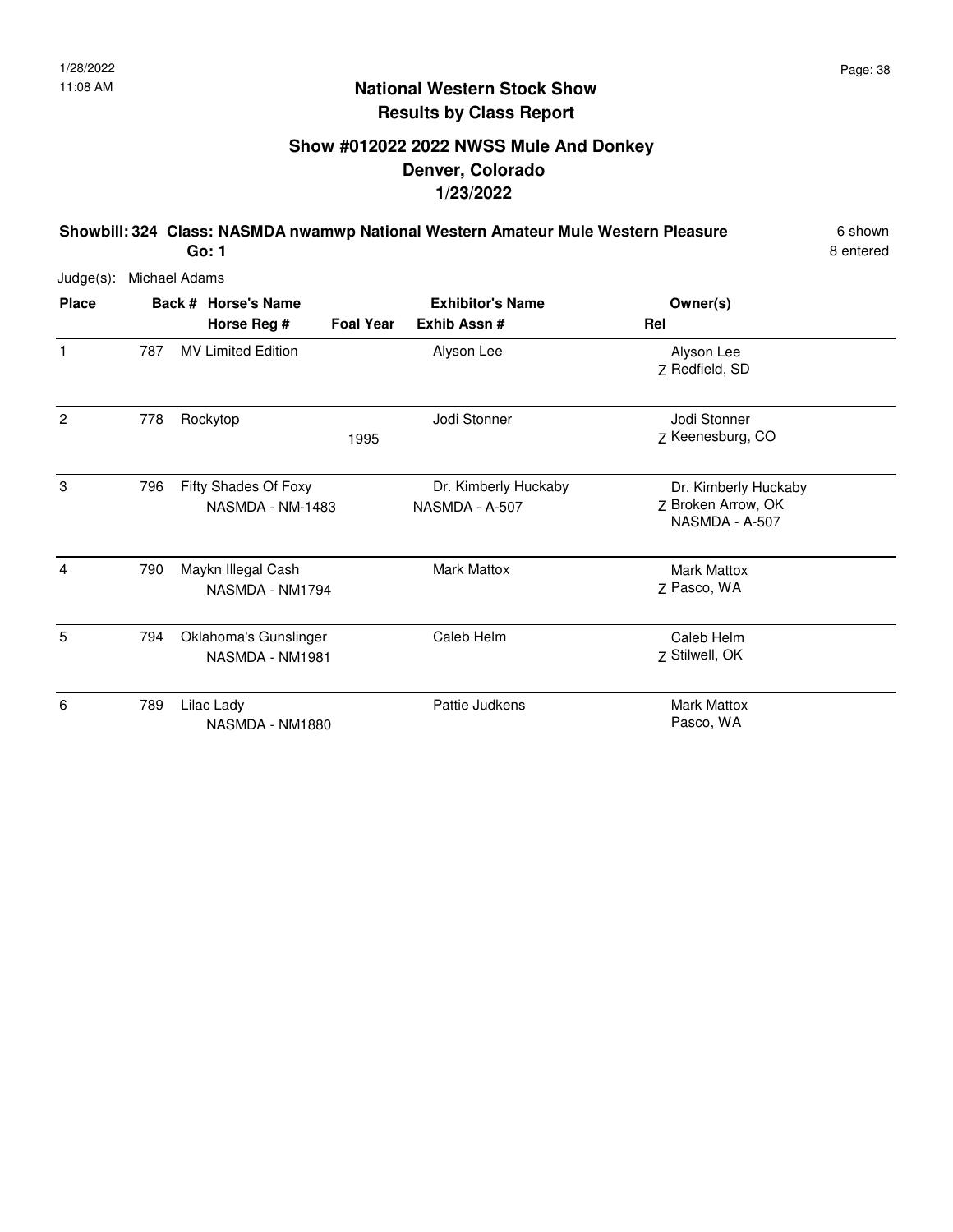## National Western Stock Show
## Results by Class Report

### Show #012022 2022 NWSS Mule And Donkey
### Denver, Colorado
### 1/23/2022

**Showbill: 324 Class: NASMDA nwamwp National Western Amateur Mule Western Pleasure** 6 shown
**Go: 1** 8 entered

Judge(s): Michael Adams

| Place | Back # | Horse's Name / Horse Reg # | Foal Year | Exhibitor's Name / Exhib Assn # | Rel | Owner(s) |
|---|---|---|---|---|---|---|
| 1 | 787 | MV Limited Edition | | Alyson Lee | Z | Alyson Lee<br>Redfield, SD |
| 2 | 778 | Rockytop | 1995 | Jodi Stonner | Z | Jodi Stonner<br>Keenesburg, CO |
| 3 | 796 | Fifty Shades Of Foxy<br>NASMDA - NM-1483 | | Dr. Kimberly Huckaby<br>NASMDA - A-507 | Z | Dr. Kimberly Huckaby<br>Broken Arrow, OK<br>NASMDA - A-507 |
| 4 | 790 | Maykn Illegal Cash<br>NASMDA - NM1794 | | Mark Mattox | Z | Mark Mattox<br>Pasco, WA |
| 5 | 794 | Oklahoma's Gunslinger<br>NASMDA - NM1981 | | Caleb Helm | Z | Caleb Helm<br>Stilwell, OK |
| 6 | 789 | Lilac Lady<br>NASMDA - NM1880 | | Pattie Judkens | | Mark Mattox<br>Pasco, WA |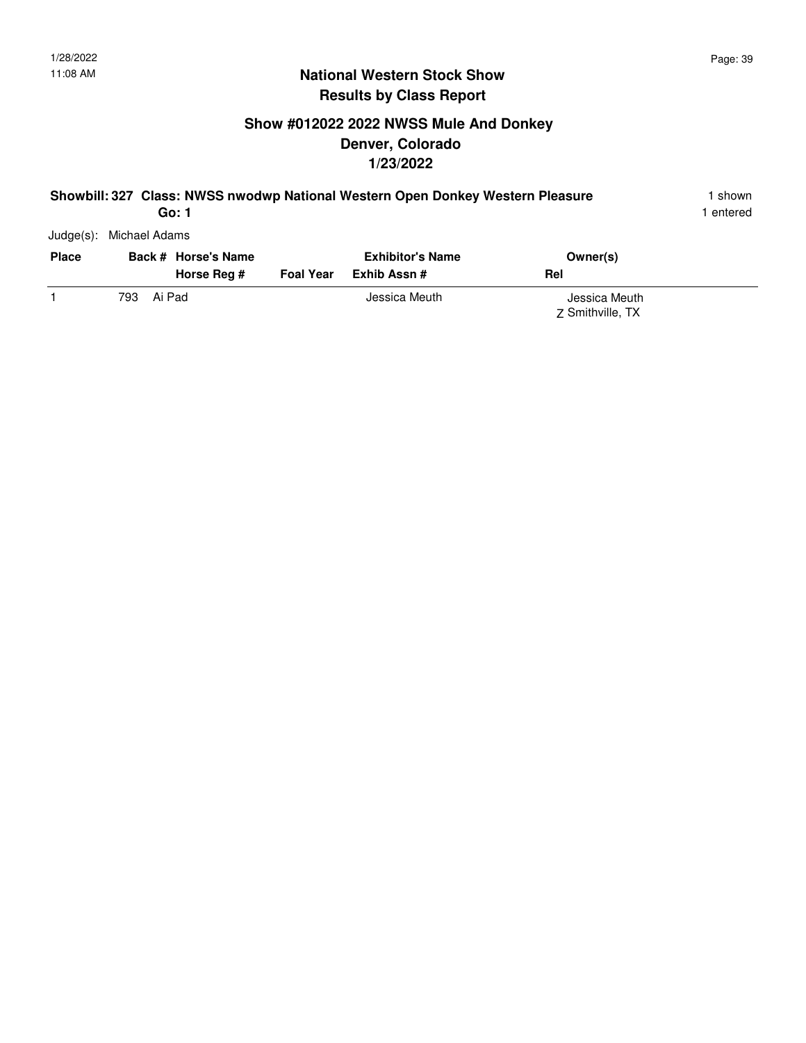## National Western Stock Show
## Results by Class Report

### Show #012022 2022 NWSS Mule And Donkey
### Denver, Colorado
### 1/23/2022

**Showbill: 327 Class: NWSS nwodwp National Western Open Donkey Western Pleasure** 1 shown
**Go: 1** 1 entered

Judge(s): Michael Adams

| Place | Back # | Horse's Name / Horse Reg # | Foal Year | Exhibitor's Name / Exhib Assn # | Rel | Owner(s) |
|---|---|---|---|---|---|---|
| 1 | 793 | Ai Pad | | Jessica Meuth | Z | Jessica Meuth<br>Smithville, TX |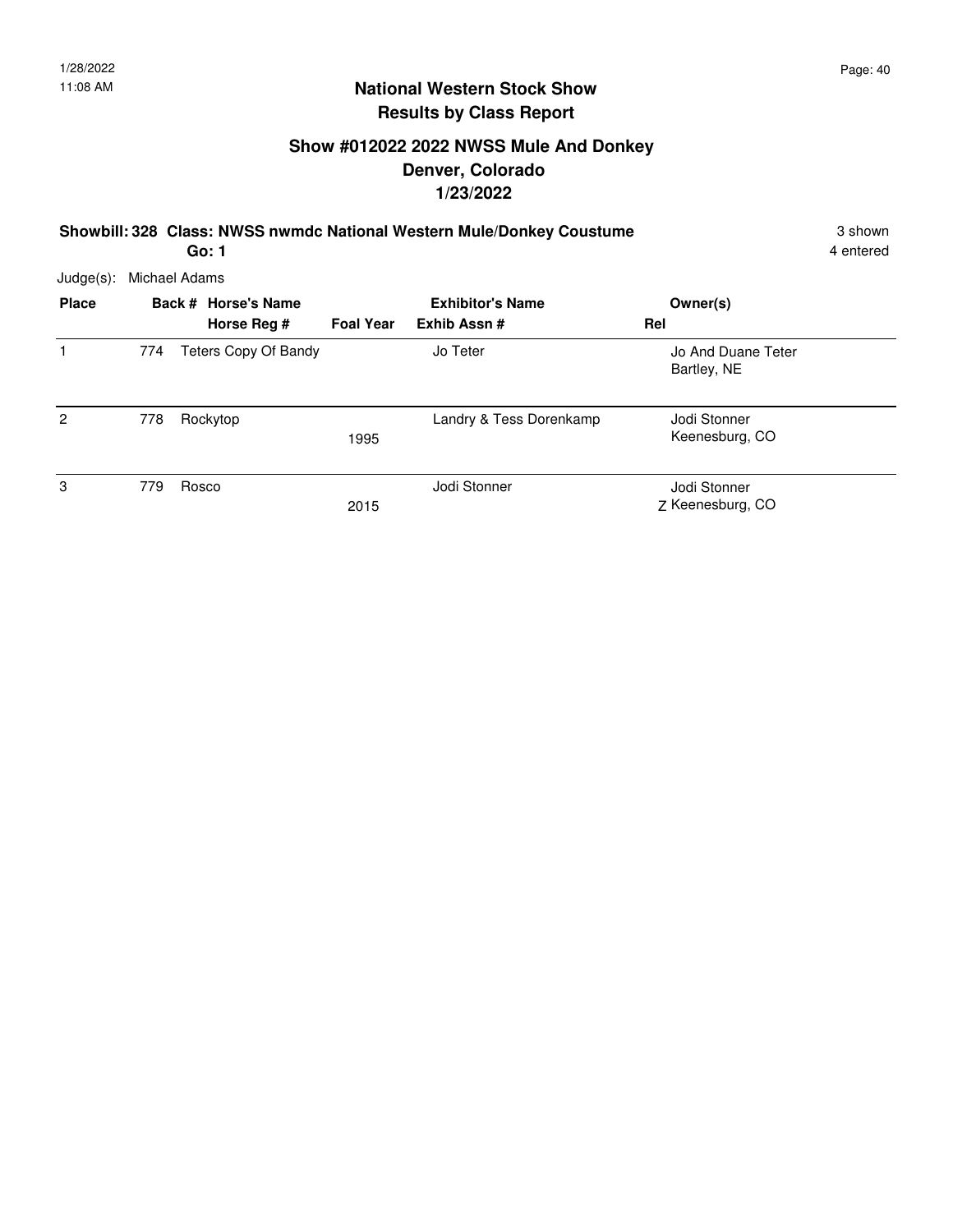## National Western Stock Show
## Results by Class Report

### Show #012022 2022 NWSS Mule And Donkey
### Denver, Colorado
### 1/23/2022

**Showbill: 328 Class: NWSS nwmdc National Western Mule/Donkey Coustume** 3 shown

**Go: 1** 4 entered

Judge(s): Michael Adams

| Place | Back # | Horse's Name / Horse Reg # | Foal Year | Exhibitor's Name / Exhib Assn # | Rel | Owner(s) |
|---|---|---|---|---|---|---|
| 1 | 774 | Teters Copy Of Bandy | | Jo Teter | | Jo And Duane Teter Bartley, NE |
| 2 | 778 | Rockytop | 1995 | Landry & Tess Dorenkamp | | Jodi Stonner Keenesburg, CO |
| 3 | 779 | Rosco | 2015 | Jodi Stonner | Z | Jodi Stonner Keenesburg, CO |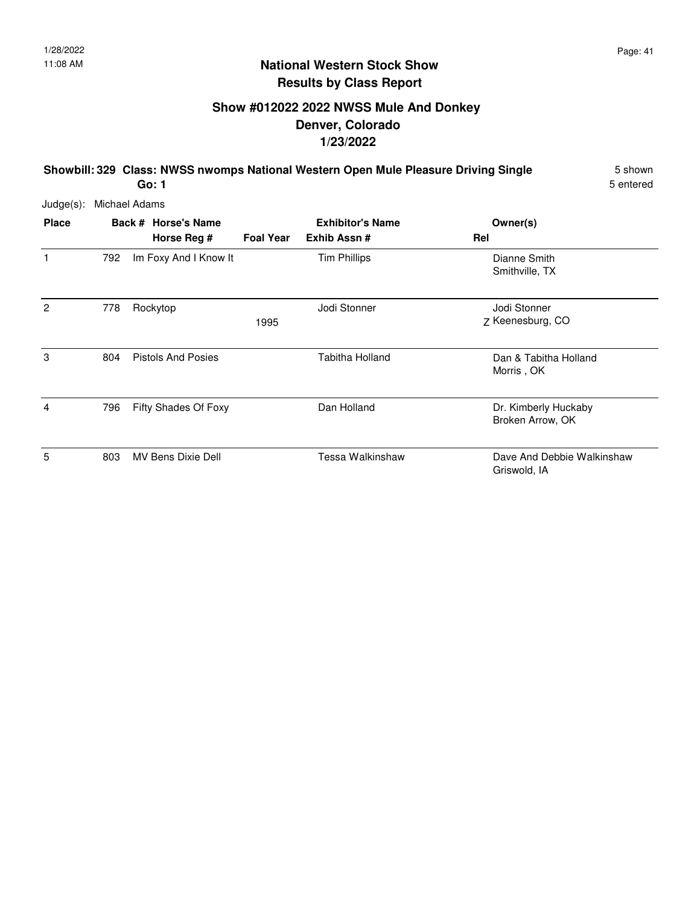## National Western Stock Show
## Results by Class Report

### Show #012022 2022 NWSS Mule And Donkey
### Denver, Colorado
### 1/23/2022

**Showbill: 329 Class: NWSS nwomps National Western Open Mule Pleasure Driving Single** 5 shown
**Go: 1** 5 entered

Judge(s): Michael Adams

| Place | Back # | Horse's Name / Horse Reg # | Foal Year | Exhibitor's Name / Exhib Assn # | Rel | Owner(s) |
|---|---|---|---|---|---|---|
| 1 | 792 | Im Foxy And I Know It | | Tim Phillips | | Dianne Smith<br>Smithville, TX |
| 2 | 778 | Rockytop | 1995 | Jodi Stonner | Z | Jodi Stonner<br>Keenesburg, CO |
| 3 | 804 | Pistols And Posies | | Tabitha Holland | | Dan & Tabitha Holland<br>Morris , OK |
| 4 | 796 | Fifty Shades Of Foxy | | Dan Holland | | Dr. Kimberly Huckaby<br>Broken Arrow, OK |
| 5 | 803 | MV Bens Dixie Dell | | Tessa Walkinshaw | | Dave And Debbie Walkinshaw<br>Griswold, IA |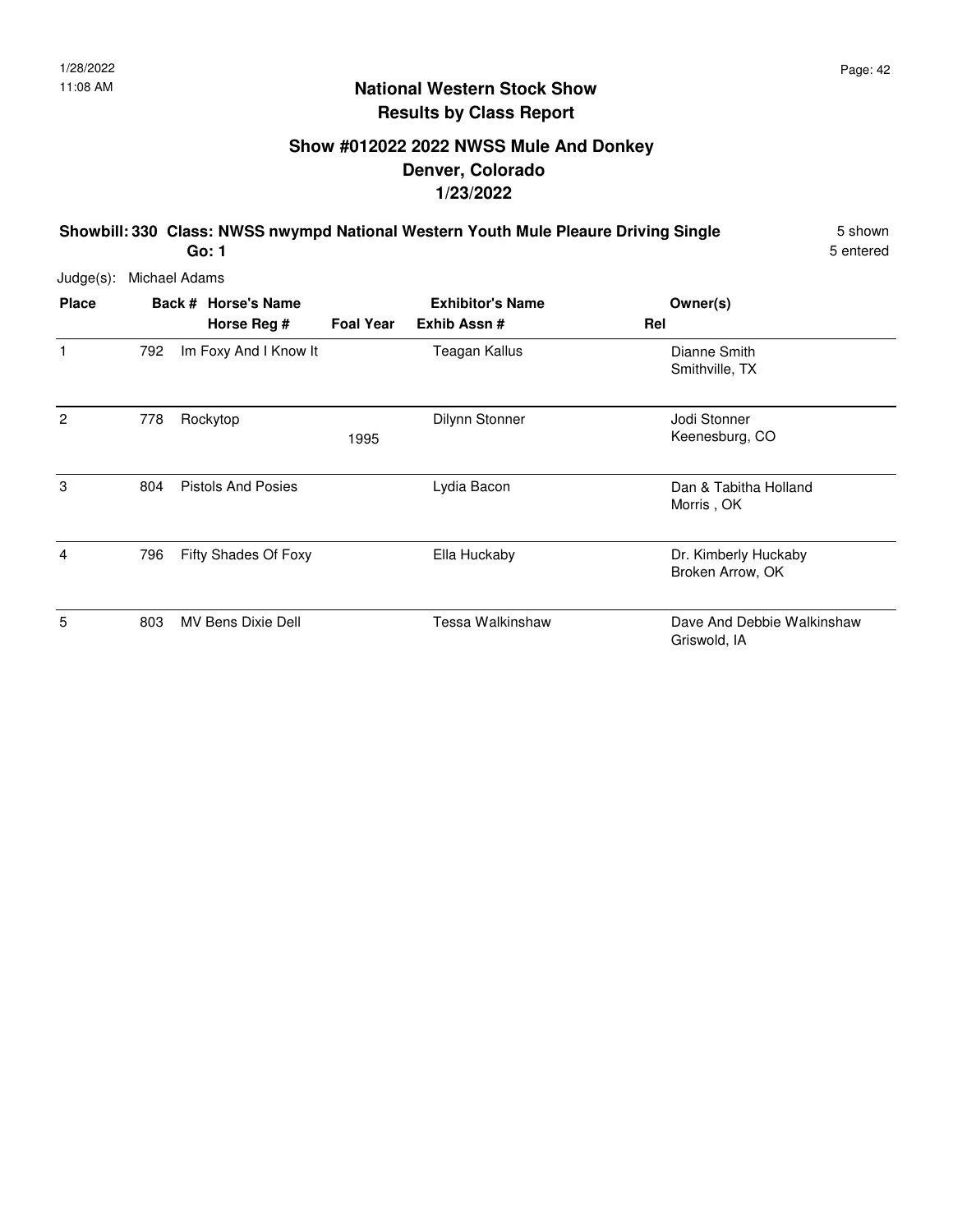## National Western Stock Show
## Results by Class Report

### Show #012022 2022 NWSS Mule And Donkey
### Denver, Colorado
### 1/23/2022

**Showbill: 330 Class: NWSS nwympd National Western Youth Mule Pleaure Driving Single** 5 shown
**Go: 1** 5 entered

Judge(s): Michael Adams

| Place | Back # | Horse's Name / Horse Reg # | Foal Year | Exhibitor's Name / Exhib Assn # | Rel | Owner(s) |
|---|---|---|---|---|---|---|
| 1 | 792 | Im Foxy And I Know It | | Teagan Kallus | | Dianne Smith<br>Smithville, TX |
| 2 | 778 | Rockytop | 1995 | Dilynn Stonner | | Jodi Stonner<br>Keenesburg, CO |
| 3 | 804 | Pistols And Posies | | Lydia Bacon | | Dan & Tabitha Holland<br>Morris , OK |
| 4 | 796 | Fifty Shades Of Foxy | | Ella Huckaby | | Dr. Kimberly Huckaby<br>Broken Arrow, OK |
| 5 | 803 | MV Bens Dixie Dell | | Tessa Walkinshaw | | Dave And Debbie Walkinshaw<br>Griswold, IA |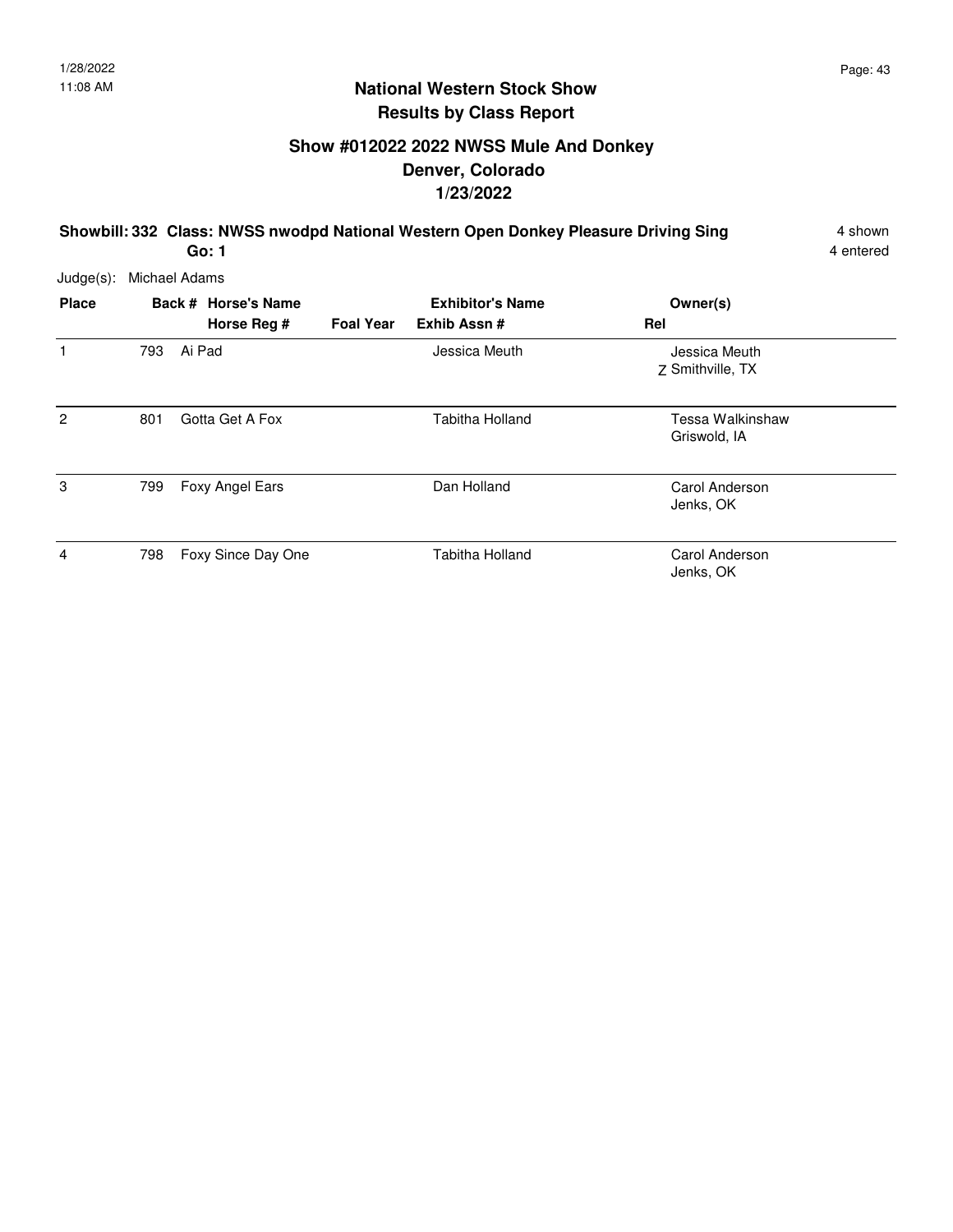## National Western Stock Show
## Results by Class Report

### Show #012022 2022 NWSS Mule And Donkey
### Denver, Colorado
### 1/23/2022

**Showbill: 332 Class: NWSS nwodpd National Western Open Donkey Pleasure Driving Sing** 4 shown
**Go: 1** 4 entered

Judge(s): Michael Adams

| Place | Back # | Horse's Name / Horse Reg # | Foal Year | Exhibitor's Name / Exhib Assn # | Rel | Owner(s) |
|---|---|---|---|---|---|---|
| 1 | 793 | Ai Pad | | Jessica Meuth | Z | Jessica Meuth<br>Smithville, TX |
| 2 | 801 | Gotta Get A Fox | | Tabitha Holland | | Tessa Walkinshaw<br>Griswold, IA |
| 3 | 799 | Foxy Angel Ears | | Dan Holland | | Carol Anderson<br>Jenks, OK |
| 4 | 798 | Foxy Since Day One | | Tabitha Holland | | Carol Anderson<br>Jenks, OK |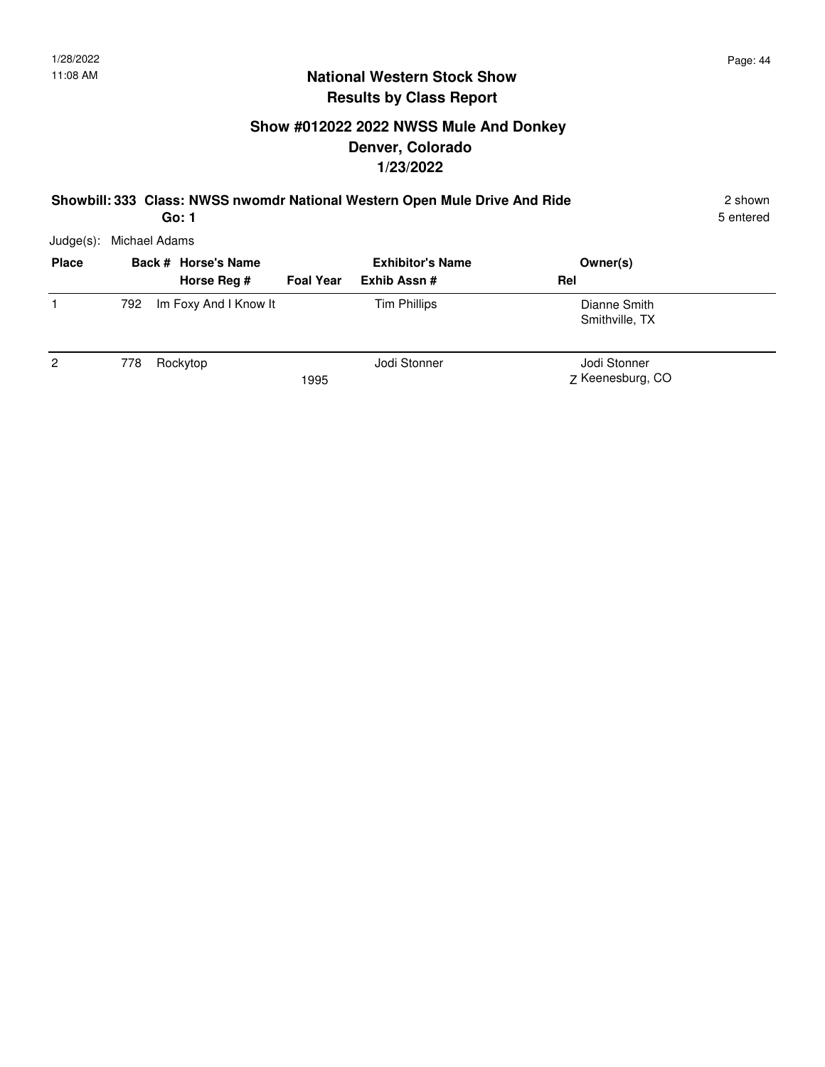# National Western Stock Show

## Results by Class Report

### Show #012022 2022 NWSS Mule And Donkey
### Denver, Colorado
### 1/23/2022

**Showbill: 333 Class: NWSS nwomdr National Western Open Mule Drive And Ride** — 2 shown

**Go: 1** — 5 entered

Judge(s): Michael Adams

| Place | Back # | Horse's Name / Horse Reg # | Foal Year | Exhibitor's Name / Exhib Assn # | Rel | Owner(s) |
|---|---|---|---|---|---|---|
| 1 | 792 | Im Foxy And I Know It | | Tim Phillips | | Dianne Smith<br>Smithville, TX |
| 2 | 778 | Rockytop | 1995 | Jodi Stonner | Z | Jodi Stonner<br>Keenesburg, CO |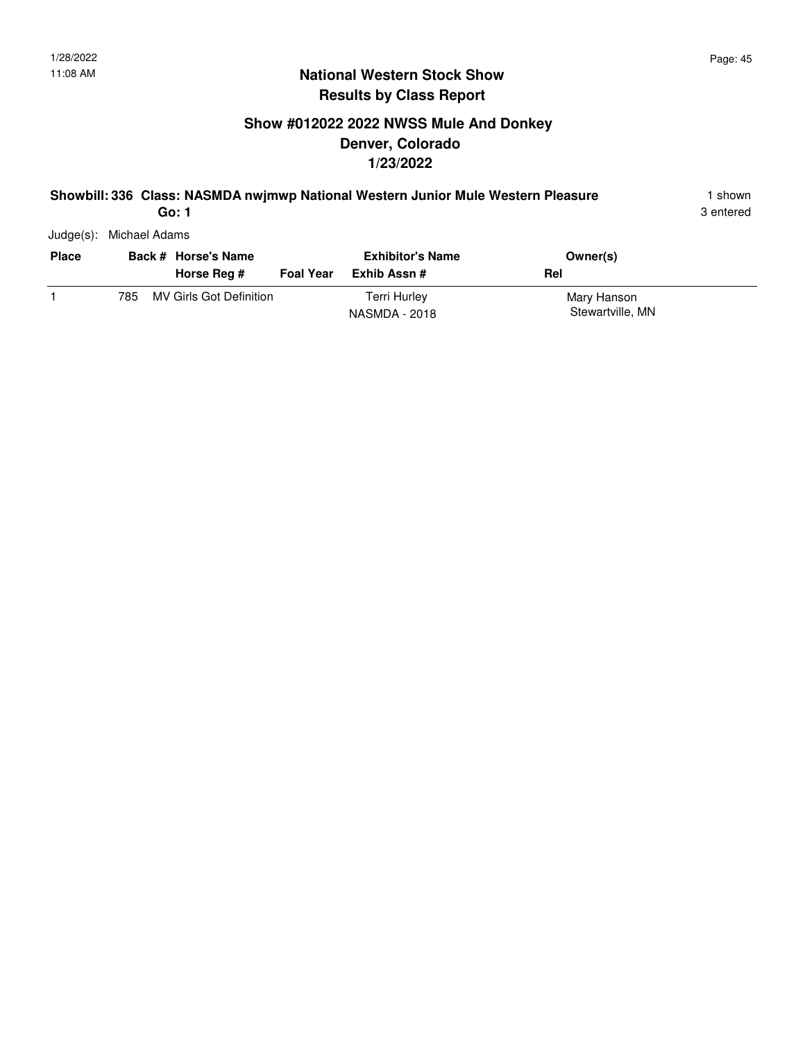## National Western Stock Show
## Results by Class Report

### Show #012022 2022 NWSS Mule And Donkey
### Denver, Colorado
### 1/23/2022

**Showbill: 336 Class: NASMDA nwjmwp National Western Junior Mule Western Pleasure** — 1 shown, 3 entered

**Go: 1**

Judge(s): Michael Adams

| Place | Back # | Horse's Name / Horse Reg # | Foal Year | Exhibitor's Name / Exhib Assn # | Owner(s) / Rel |
|---|---|---|---|---|---|
| 1 | 785 | MV Girls Got Definition | | Terri Hurley<br>NASMDA - 2018 | Mary Hanson<br>Stewartville, MN |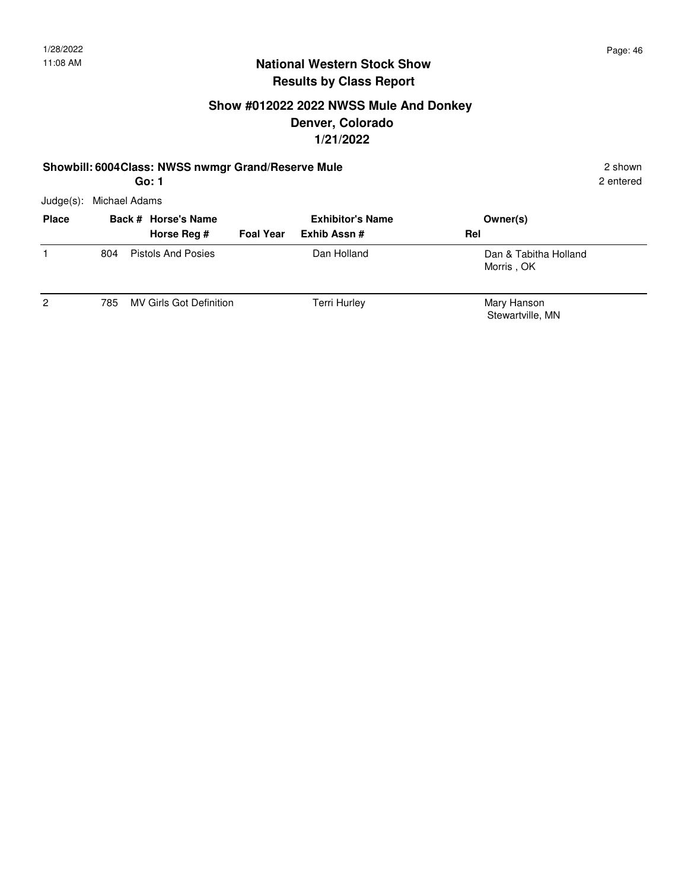# National Western Stock Show
## Results by Class Report

### Show #012022 2022 NWSS Mule And Donkey
### Denver, Colorado
### 1/21/2022

**Showbill: 6004 Class: NWSS nwmgr Grand/Reserve Mule** — 2 shown

**Go: 1** — 2 entered

Judge(s): Michael Adams

| Place | Back # | Horse's Name / Horse Reg # | Foal Year | Exhibitor's Name / Exhib Assn # | Rel | Owner(s) |
|---|---|---|---|---|---|---|
| 1 | 804 | Pistols And Posies | | Dan Holland | | Dan & Tabitha Holland<br>Morris , OK |
| 2 | 785 | MV Girls Got Definition | | Terri Hurley | | Mary Hanson<br>Stewartville, MN |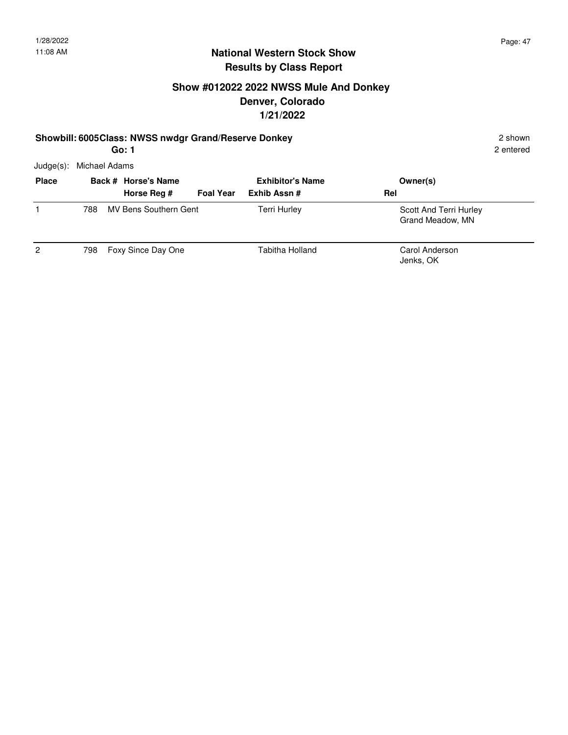## National Western Stock Show
## Results by Class Report

### Show #012022 2022 NWSS Mule And Donkey
### Denver, Colorado
### 1/21/2022

**Showbill: 6005 Class: NWSS nwdgr Grand/Reserve Donkey** — 2 shown, 2 entered

**Go: 1**

Judge(s): Michael Adams

| Place | Back # | Horse's Name / Horse Reg # | Foal Year | Exhibitor's Name / Exhib Assn # | Rel | Owner(s) |
|---|---|---|---|---|---|---|
| 1 | 788 | MV Bens Southern Gent | | Terri Hurley | | Scott And Terri Hurley<br>Grand Meadow, MN |
| 2 | 798 | Foxy Since Day One | | Tabitha Holland | | Carol Anderson<br>Jenks, OK |